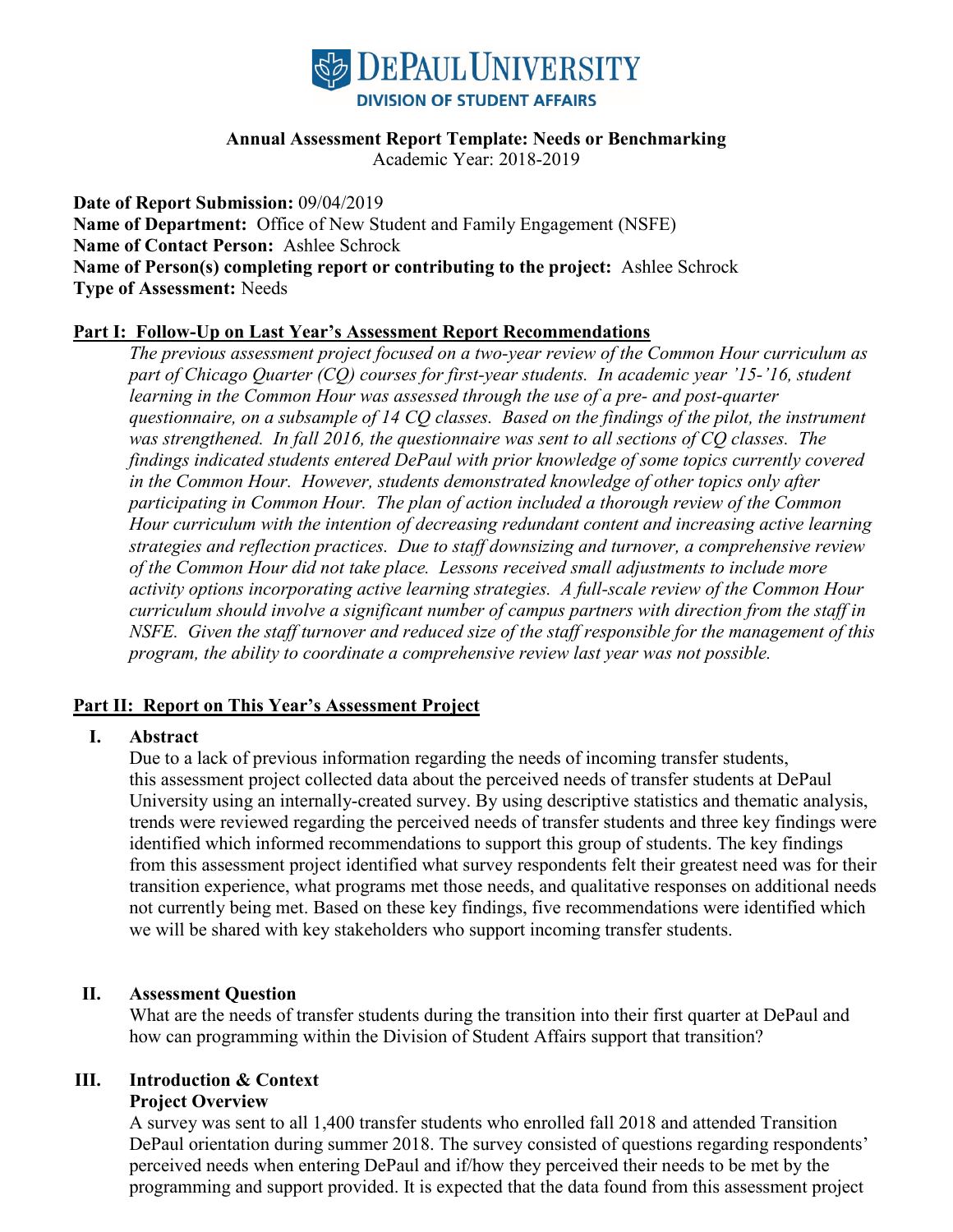# DePaul University

**DIVISION OF STUDENT AFFAIRS**

**Annual Assessment Report Template: Needs or Benchmarking**
Academic Year: 2018-2019

**Date of Report Submission:** 09/04/2019
**Name of Department:** Office of New Student and Family Engagement (NSFE)
**Name of Contact Person:** Ashlee Schrock
**Name of Person(s) completing report or contributing to the project:** Ashlee Schrock
**Type of Assessment:** Needs

## Part I: Follow-Up on Last Year's Assessment Report Recommendations

*The previous assessment project focused on a two-year review of the Common Hour curriculum as part of Chicago Quarter (CQ) courses for first-year students. In academic year '15-'16, student learning in the Common Hour was assessed through the use of a pre- and post-quarter questionnaire, on a subsample of 14 CQ classes. Based on the findings of the pilot, the instrument was strengthened. In fall 2016, the questionnaire was sent to all sections of CQ classes. The findings indicated students entered DePaul with prior knowledge of some topics currently covered in the Common Hour. However, students demonstrated knowledge of other topics only after participating in Common Hour. The plan of action included a thorough review of the Common Hour curriculum with the intention of decreasing redundant content and increasing active learning strategies and reflection practices. Due to staff downsizing and turnover, a comprehensive review of the Common Hour did not take place. Lessons received small adjustments to include more activity options incorporating active learning strategies. A full-scale review of the Common Hour curriculum should involve a significant number of campus partners with direction from the staff in NSFE. Given the staff turnover and reduced size of the staff responsible for the management of this program, the ability to coordinate a comprehensive review last year was not possible.*

## Part II: Report on This Year's Assessment Project

### I. Abstract

Due to a lack of previous information regarding the needs of incoming transfer students, this assessment project collected data about the perceived needs of transfer students at DePaul University using an internally-created survey. By using descriptive statistics and thematic analysis, trends were reviewed regarding the perceived needs of transfer students and three key findings were identified which informed recommendations to support this group of students. The key findings from this assessment project identified what survey respondents felt their greatest need was for their transition experience, what programs met those needs, and qualitative responses on additional needs not currently being met. Based on these key findings, five recommendations were identified which we will be shared with key stakeholders who support incoming transfer students.

### II. Assessment Question

What are the needs of transfer students during the transition into their first quarter at DePaul and how can programming within the Division of Student Affairs support that transition?

### III. Introduction & Context

#### Project Overview

A survey was sent to all 1,400 transfer students who enrolled fall 2018 and attended Transition DePaul orientation during summer 2018. The survey consisted of questions regarding respondents' perceived needs when entering DePaul and if/how they perceived their needs to be met by the programming and support provided. It is expected that the data found from this assessment project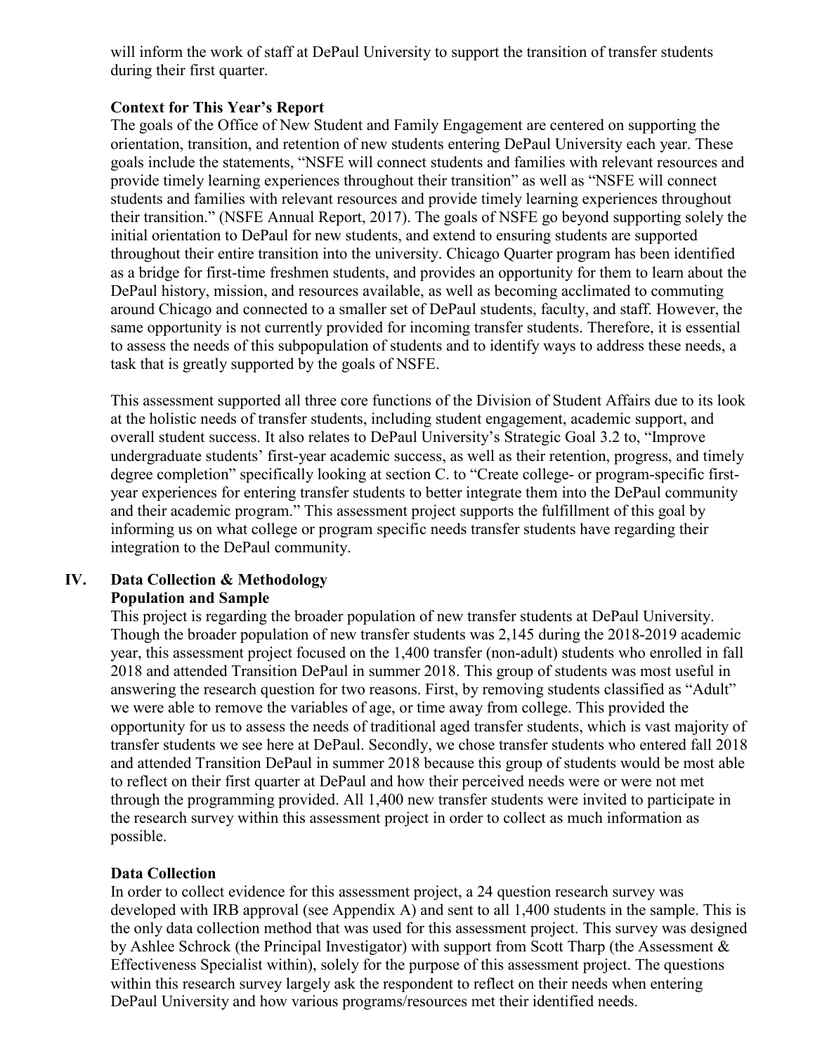will inform the work of staff at DePaul University to support the transition of transfer students during their first quarter.

**Context for This Year's Report**

The goals of the Office of New Student and Family Engagement are centered on supporting the orientation, transition, and retention of new students entering DePaul University each year. These goals include the statements, "NSFE will connect students and families with relevant resources and provide timely learning experiences throughout their transition" as well as "NSFE will connect students and families with relevant resources and provide timely learning experiences throughout their transition." (NSFE Annual Report, 2017). The goals of NSFE go beyond supporting solely the initial orientation to DePaul for new students, and extend to ensuring students are supported throughout their entire transition into the university. Chicago Quarter program has been identified as a bridge for first-time freshmen students, and provides an opportunity for them to learn about the DePaul history, mission, and resources available, as well as becoming acclimated to commuting around Chicago and connected to a smaller set of DePaul students, faculty, and staff. However, the same opportunity is not currently provided for incoming transfer students. Therefore, it is essential to assess the needs of this subpopulation of students and to identify ways to address these needs, a task that is greatly supported by the goals of NSFE.

This assessment supported all three core functions of the Division of Student Affairs due to its look at the holistic needs of transfer students, including student engagement, academic support, and overall student success. It also relates to DePaul University's Strategic Goal 3.2 to, "Improve undergraduate students' first-year academic success, as well as their retention, progress, and timely degree completion" specifically looking at section C. to "Create college- or program-specific first-year experiences for entering transfer students to better integrate them into the DePaul community and their academic program." This assessment project supports the fulfillment of this goal by informing us on what college or program specific needs transfer students have regarding their integration to the DePaul community.

## IV. Data Collection & Methodology

**Population and Sample**

This project is regarding the broader population of new transfer students at DePaul University. Though the broader population of new transfer students was 2,145 during the 2018-2019 academic year, this assessment project focused on the 1,400 transfer (non-adult) students who enrolled in fall 2018 and attended Transition DePaul in summer 2018. This group of students was most useful in answering the research question for two reasons. First, by removing students classified as "Adult" we were able to remove the variables of age, or time away from college. This provided the opportunity for us to assess the needs of traditional aged transfer students, which is vast majority of transfer students we see here at DePaul. Secondly, we chose transfer students who entered fall 2018 and attended Transition DePaul in summer 2018 because this group of students would be most able to reflect on their first quarter at DePaul and how their perceived needs were or were not met through the programming provided. All 1,400 new transfer students were invited to participate in the research survey within this assessment project in order to collect as much information as possible.

**Data Collection**

In order to collect evidence for this assessment project, a 24 question research survey was developed with IRB approval (see Appendix A) and sent to all 1,400 students in the sample. This is the only data collection method that was used for this assessment project. This survey was designed by Ashlee Schrock (the Principal Investigator) with support from Scott Tharp (the Assessment & Effectiveness Specialist within), solely for the purpose of this assessment project. The questions within this research survey largely ask the respondent to reflect on their needs when entering DePaul University and how various programs/resources met their identified needs.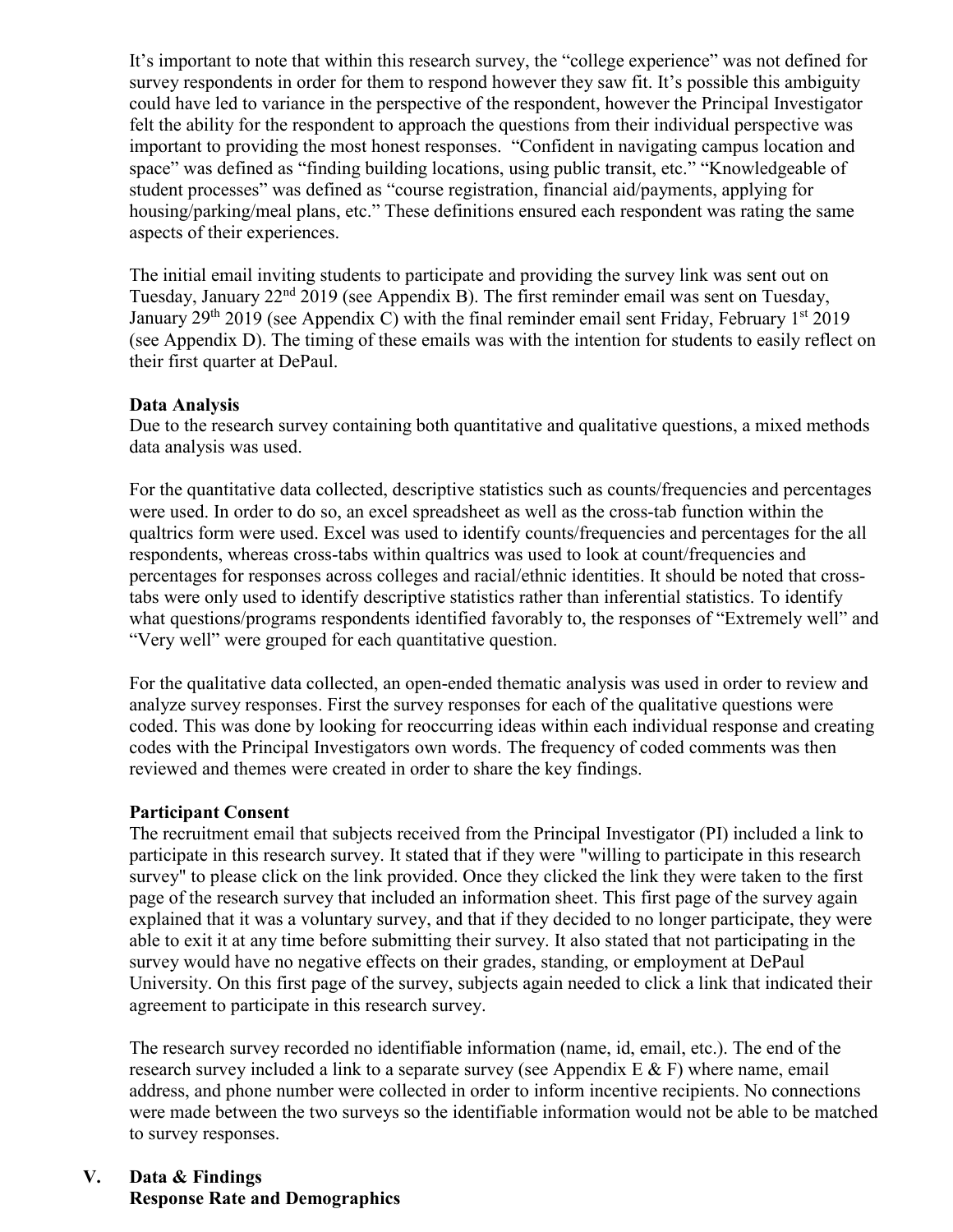It's important to note that within this research survey, the "college experience" was not defined for survey respondents in order for them to respond however they saw fit. It's possible this ambiguity could have led to variance in the perspective of the respondent, however the Principal Investigator felt the ability for the respondent to approach the questions from their individual perspective was important to providing the most honest responses. "Confident in navigating campus location and space" was defined as "finding building locations, using public transit, etc." "Knowledgeable of student processes" was defined as "course registration, financial aid/payments, applying for housing/parking/meal plans, etc." These definitions ensured each respondent was rating the same aspects of their experiences.

The initial email inviting students to participate and providing the survey link was sent out on Tuesday, January 22nd 2019 (see Appendix B). The first reminder email was sent on Tuesday, January 29th 2019 (see Appendix C) with the final reminder email sent Friday, February 1st 2019 (see Appendix D). The timing of these emails was with the intention for students to easily reflect on their first quarter at DePaul.

**Data Analysis**

Due to the research survey containing both quantitative and qualitative questions, a mixed methods data analysis was used.

For the quantitative data collected, descriptive statistics such as counts/frequencies and percentages were used. In order to do so, an excel spreadsheet as well as the cross-tab function within the qualtrics form were used. Excel was used to identify counts/frequencies and percentages for the all respondents, whereas cross-tabs within qualtrics was used to look at count/frequencies and percentages for responses across colleges and racial/ethnic identities. It should be noted that cross-tabs were only used to identify descriptive statistics rather than inferential statistics. To identify what questions/programs respondents identified favorably to, the responses of "Extremely well" and "Very well" were grouped for each quantitative question.

For the qualitative data collected, an open-ended thematic analysis was used in order to review and analyze survey responses. First the survey responses for each of the qualitative questions were coded. This was done by looking for reoccurring ideas within each individual response and creating codes with the Principal Investigators own words. The frequency of coded comments was then reviewed and themes were created in order to share the key findings.

**Participant Consent**

The recruitment email that subjects received from the Principal Investigator (PI) included a link to participate in this research survey. It stated that if they were "willing to participate in this research survey" to please click on the link provided. Once they clicked the link they were taken to the first page of the research survey that included an information sheet. This first page of the survey again explained that it was a voluntary survey, and that if they decided to no longer participate, they were able to exit it at any time before submitting their survey. It also stated that not participating in the survey would have no negative effects on their grades, standing, or employment at DePaul University. On this first page of the survey, subjects again needed to click a link that indicated their agreement to participate in this research survey.

The research survey recorded no identifiable information (name, id, email, etc.). The end of the research survey included a link to a separate survey (see Appendix E & F) where name, email address, and phone number were collected in order to inform incentive recipients. No connections were made between the two surveys so the identifiable information would not be able to be matched to survey responses.

## V. Data & Findings

**Response Rate and Demographics**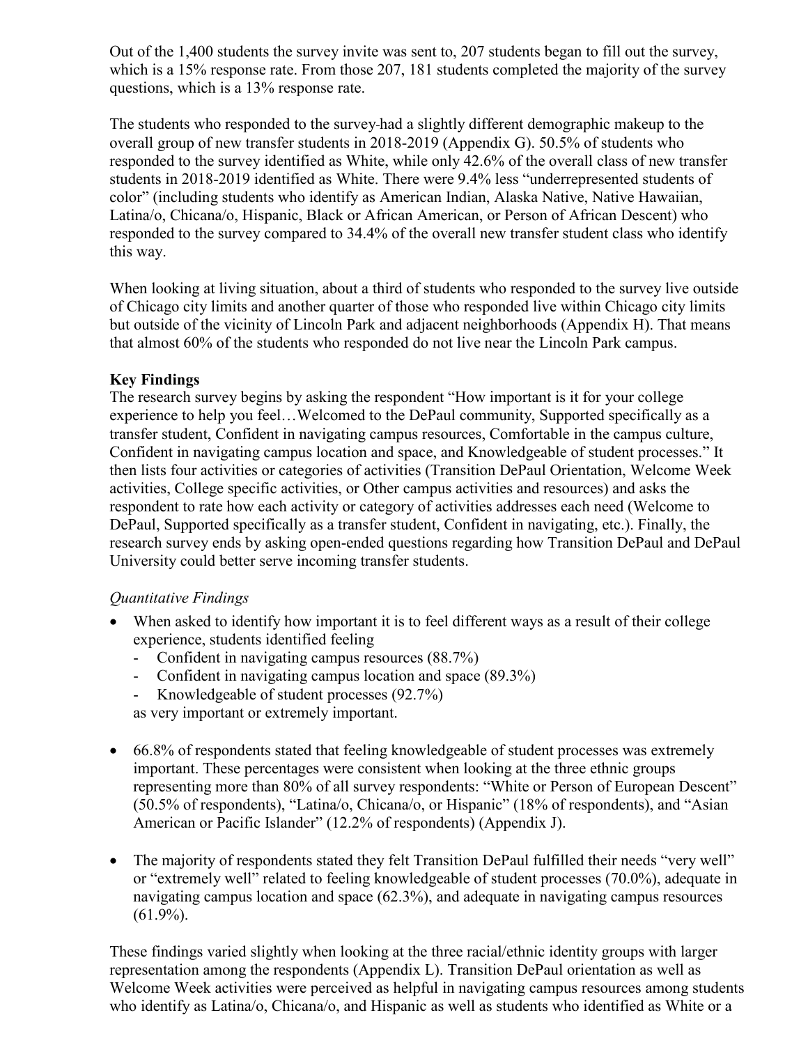Out of the 1,400 students the survey invite was sent to, 207 students began to fill out the survey, which is a 15% response rate. From those 207, 181 students completed the majority of the survey questions, which is a 13% response rate.

The students who responded to the survey had a slightly different demographic makeup to the overall group of new transfer students in 2018-2019 (Appendix G). 50.5% of students who responded to the survey identified as White, while only 42.6% of the overall class of new transfer students in 2018-2019 identified as White. There were 9.4% less "underrepresented students of color" (including students who identify as American Indian, Alaska Native, Native Hawaiian, Latina/o, Chicana/o, Hispanic, Black or African American, or Person of African Descent) who responded to the survey compared to 34.4% of the overall new transfer student class who identify this way.

When looking at living situation, about a third of students who responded to the survey live outside of Chicago city limits and another quarter of those who responded live within Chicago city limits but outside of the vicinity of Lincoln Park and adjacent neighborhoods (Appendix H). That means that almost 60% of the students who responded do not live near the Lincoln Park campus.

**Key Findings**

The research survey begins by asking the respondent "How important is it for your college experience to help you feel…Welcomed to the DePaul community, Supported specifically as a transfer student, Confident in navigating campus resources, Comfortable in the campus culture, Confident in navigating campus location and space, and Knowledgeable of student processes." It then lists four activities or categories of activities (Transition DePaul Orientation, Welcome Week activities, College specific activities, or Other campus activities and resources) and asks the respondent to rate how each activity or category of activities addresses each need (Welcome to DePaul, Supported specifically as a transfer student, Confident in navigating, etc.). Finally, the research survey ends by asking open-ended questions regarding how Transition DePaul and DePaul University could better serve incoming transfer students.

*Quantitative Findings*

- When asked to identify how important it is to feel different ways as a result of their college experience, students identified feeling
  - Confident in navigating campus resources (88.7%)
  - Confident in navigating campus location and space (89.3%)
  - Knowledgeable of student processes (92.7%)

  as very important or extremely important.

- 66.8% of respondents stated that feeling knowledgeable of student processes was extremely important. These percentages were consistent when looking at the three ethnic groups representing more than 80% of all survey respondents: "White or Person of European Descent" (50.5% of respondents), "Latina/o, Chicana/o, or Hispanic" (18% of respondents), and "Asian American or Pacific Islander" (12.2% of respondents) (Appendix J).

- The majority of respondents stated they felt Transition DePaul fulfilled their needs "very well" or "extremely well" related to feeling knowledgeable of student processes (70.0%), adequate in navigating campus location and space (62.3%), and adequate in navigating campus resources (61.9%).

These findings varied slightly when looking at the three racial/ethnic identity groups with larger representation among the respondents (Appendix L). Transition DePaul orientation as well as Welcome Week activities were perceived as helpful in navigating campus resources among students who identify as Latina/o, Chicana/o, and Hispanic as well as students who identified as White or a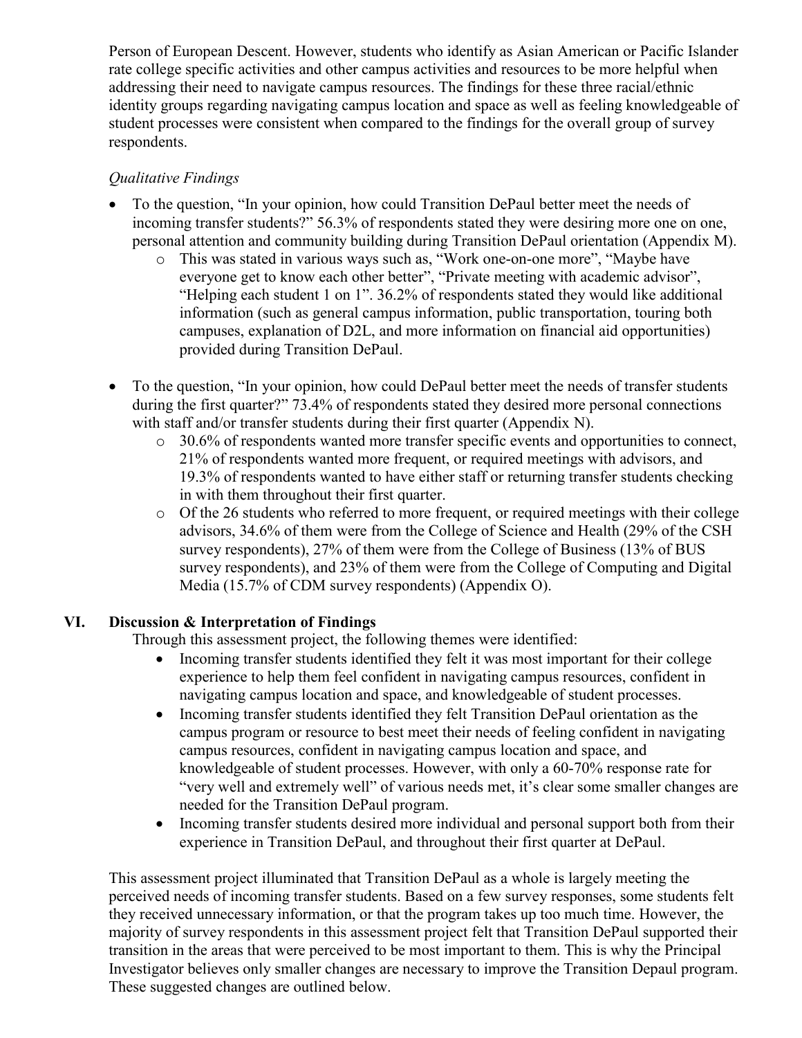Person of European Descent. However, students who identify as Asian American or Pacific Islander rate college specific activities and other campus activities and resources to be more helpful when addressing their need to navigate campus resources. The findings for these three racial/ethnic identity groups regarding navigating campus location and space as well as feeling knowledgeable of student processes were consistent when compared to the findings for the overall group of survey respondents.

*Qualitative Findings*

- To the question, "In your opinion, how could Transition DePaul better meet the needs of incoming transfer students?" 56.3% of respondents stated they were desiring more one on one, personal attention and community building during Transition DePaul orientation (Appendix M).
  - This was stated in various ways such as, "Work one-on-one more", "Maybe have everyone get to know each other better", "Private meeting with academic advisor", "Helping each student 1 on 1". 36.2% of respondents stated they would like additional information (such as general campus information, public transportation, touring both campuses, explanation of D2L, and more information on financial aid opportunities) provided during Transition DePaul.
- To the question, "In your opinion, how could DePaul better meet the needs of transfer students during the first quarter?" 73.4% of respondents stated they desired more personal connections with staff and/or transfer students during their first quarter (Appendix N).
  - 30.6% of respondents wanted more transfer specific events and opportunities to connect, 21% of respondents wanted more frequent, or required meetings with advisors, and 19.3% of respondents wanted to have either staff or returning transfer students checking in with them throughout their first quarter.
  - Of the 26 students who referred to more frequent, or required meetings with their college advisors, 34.6% of them were from the College of Science and Health (29% of the CSH survey respondents), 27% of them were from the College of Business (13% of BUS survey respondents), and 23% of them were from the College of Computing and Digital Media (15.7% of CDM survey respondents) (Appendix O).

## VI. Discussion & Interpretation of Findings

Through this assessment project, the following themes were identified:

- Incoming transfer students identified they felt it was most important for their college experience to help them feel confident in navigating campus resources, confident in navigating campus location and space, and knowledgeable of student processes.
- Incoming transfer students identified they felt Transition DePaul orientation as the campus program or resource to best meet their needs of feeling confident in navigating campus resources, confident in navigating campus location and space, and knowledgeable of student processes. However, with only a 60-70% response rate for "very well and extremely well" of various needs met, it's clear some smaller changes are needed for the Transition DePaul program.
- Incoming transfer students desired more individual and personal support both from their experience in Transition DePaul, and throughout their first quarter at DePaul.

This assessment project illuminated that Transition DePaul as a whole is largely meeting the perceived needs of incoming transfer students. Based on a few survey responses, some students felt they received unnecessary information, or that the program takes up too much time. However, the majority of survey respondents in this assessment project felt that Transition DePaul supported their transition in the areas that were perceived to be most important to them. This is why the Principal Investigator believes only smaller changes are necessary to improve the Transition Depaul program. These suggested changes are outlined below.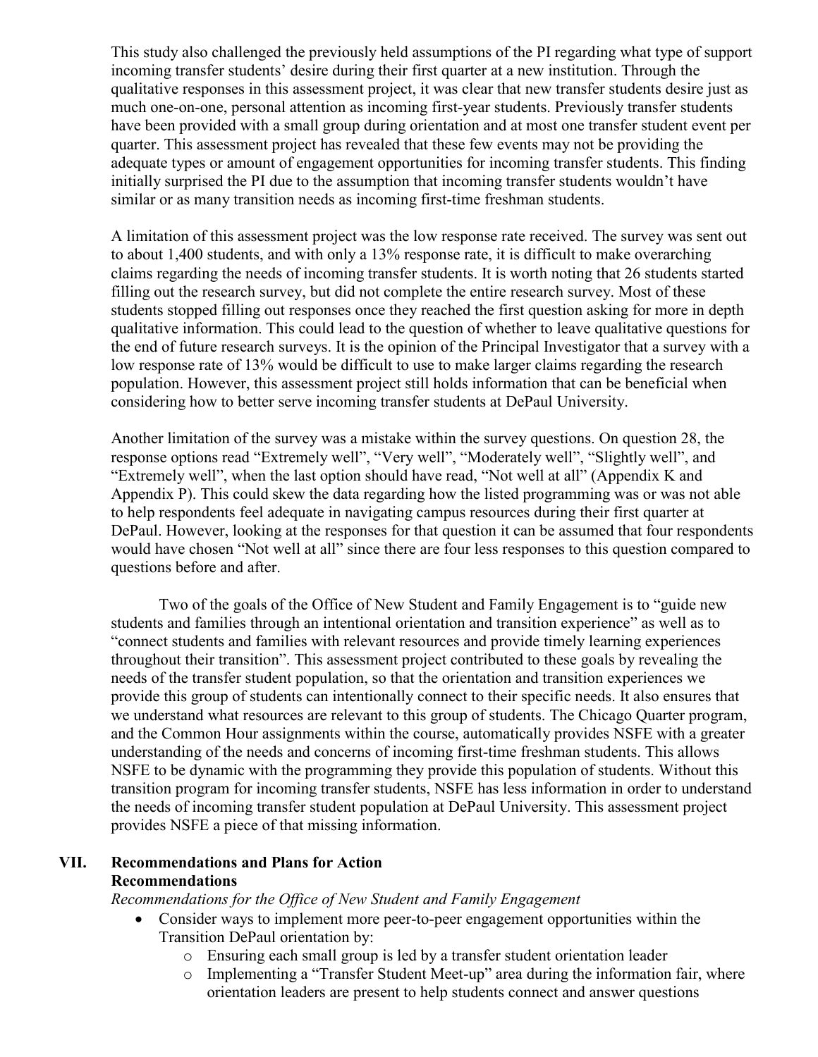This study also challenged the previously held assumptions of the PI regarding what type of support incoming transfer students' desire during their first quarter at a new institution. Through the qualitative responses in this assessment project, it was clear that new transfer students desire just as much one-on-one, personal attention as incoming first-year students. Previously transfer students have been provided with a small group during orientation and at most one transfer student event per quarter. This assessment project has revealed that these few events may not be providing the adequate types or amount of engagement opportunities for incoming transfer students. This finding initially surprised the PI due to the assumption that incoming transfer students wouldn't have similar or as many transition needs as incoming first-time freshman students.

A limitation of this assessment project was the low response rate received. The survey was sent out to about 1,400 students, and with only a 13% response rate, it is difficult to make overarching claims regarding the needs of incoming transfer students. It is worth noting that 26 students started filling out the research survey, but did not complete the entire research survey. Most of these students stopped filling out responses once they reached the first question asking for more in depth qualitative information. This could lead to the question of whether to leave qualitative questions for the end of future research surveys. It is the opinion of the Principal Investigator that a survey with a low response rate of 13% would be difficult to use to make larger claims regarding the research population. However, this assessment project still holds information that can be beneficial when considering how to better serve incoming transfer students at DePaul University.

Another limitation of the survey was a mistake within the survey questions. On question 28, the response options read "Extremely well", "Very well", "Moderately well", "Slightly well", and "Extremely well", when the last option should have read, "Not well at all" (Appendix K and Appendix P). This could skew the data regarding how the listed programming was or was not able to help respondents feel adequate in navigating campus resources during their first quarter at DePaul. However, looking at the responses for that question it can be assumed that four respondents would have chosen "Not well at all" since there are four less responses to this question compared to questions before and after.

Two of the goals of the Office of New Student and Family Engagement is to "guide new students and families through an intentional orientation and transition experience" as well as to "connect students and families with relevant resources and provide timely learning experiences throughout their transition". This assessment project contributed to these goals by revealing the needs of the transfer student population, so that the orientation and transition experiences we provide this group of students can intentionally connect to their specific needs. It also ensures that we understand what resources are relevant to this group of students. The Chicago Quarter program, and the Common Hour assignments within the course, automatically provides NSFE with a greater understanding of the needs and concerns of incoming first-time freshman students. This allows NSFE to be dynamic with the programming they provide this population of students. Without this transition program for incoming transfer students, NSFE has less information in order to understand the needs of incoming transfer student population at DePaul University. This assessment project provides NSFE a piece of that missing information.

## VII. Recommendations and Plans for Action

### Recommendations

*Recommendations for the Office of New Student and Family Engagement*

- Consider ways to implement more peer-to-peer engagement opportunities within the Transition DePaul orientation by:
    - Ensuring each small group is led by a transfer student orientation leader
    - Implementing a "Transfer Student Meet-up" area during the information fair, where orientation leaders are present to help students connect and answer questions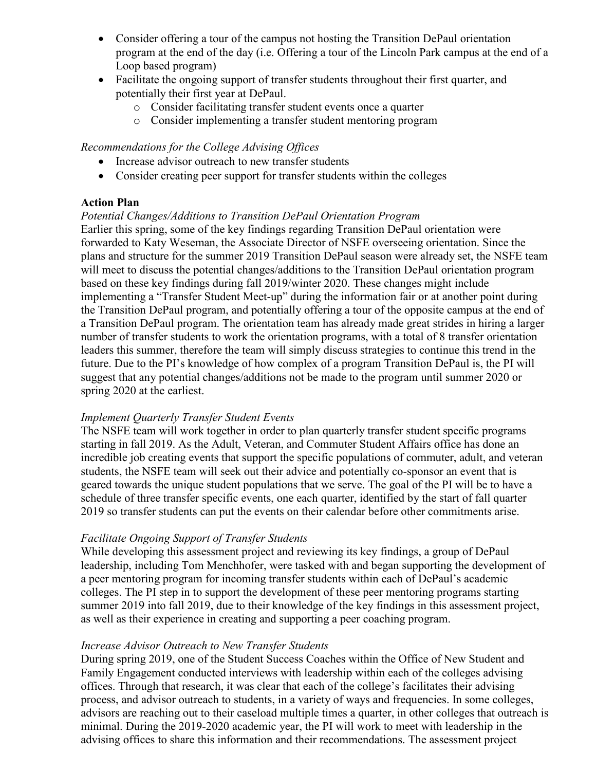- Consider offering a tour of the campus not hosting the Transition DePaul orientation program at the end of the day (i.e. Offering a tour of the Lincoln Park campus at the end of a Loop based program)
- Facilitate the ongoing support of transfer students throughout their first quarter, and potentially their first year at DePaul.
    - Consider facilitating transfer student events once a quarter
    - Consider implementing a transfer student mentoring program

*Recommendations for the College Advising Offices*

- Increase advisor outreach to new transfer students
- Consider creating peer support for transfer students within the colleges

**Action Plan**

*Potential Changes/Additions to Transition DePaul Orientation Program*

Earlier this spring, some of the key findings regarding Transition DePaul orientation were forwarded to Katy Weseman, the Associate Director of NSFE overseeing orientation. Since the plans and structure for the summer 2019 Transition DePaul season were already set, the NSFE team will meet to discuss the potential changes/additions to the Transition DePaul orientation program based on these key findings during fall 2019/winter 2020. These changes might include implementing a "Transfer Student Meet-up" during the information fair or at another point during the Transition DePaul program, and potentially offering a tour of the opposite campus at the end of a Transition DePaul program. The orientation team has already made great strides in hiring a larger number of transfer students to work the orientation programs, with a total of 8 transfer orientation leaders this summer, therefore the team will simply discuss strategies to continue this trend in the future. Due to the PI's knowledge of how complex of a program Transition DePaul is, the PI will suggest that any potential changes/additions not be made to the program until summer 2020 or spring 2020 at the earliest.

*Implement Quarterly Transfer Student Events*

The NSFE team will work together in order to plan quarterly transfer student specific programs starting in fall 2019. As the Adult, Veteran, and Commuter Student Affairs office has done an incredible job creating events that support the specific populations of commuter, adult, and veteran students, the NSFE team will seek out their advice and potentially co-sponsor an event that is geared towards the unique student populations that we serve. The goal of the PI will be to have a schedule of three transfer specific events, one each quarter, identified by the start of fall quarter 2019 so transfer students can put the events on their calendar before other commitments arise.

*Facilitate Ongoing Support of Transfer Students*

While developing this assessment project and reviewing its key findings, a group of DePaul leadership, including Tom Menchhofer, were tasked with and began supporting the development of a peer mentoring program for incoming transfer students within each of DePaul's academic colleges. The PI step in to support the development of these peer mentoring programs starting summer 2019 into fall 2019, due to their knowledge of the key findings in this assessment project, as well as their experience in creating and supporting a peer coaching program.

*Increase Advisor Outreach to New Transfer Students*

During spring 2019, one of the Student Success Coaches within the Office of New Student and Family Engagement conducted interviews with leadership within each of the colleges advising offices. Through that research, it was clear that each of the college's facilitates their advising process, and advisor outreach to students, in a variety of ways and frequencies. In some colleges, advisors are reaching out to their caseload multiple times a quarter, in other colleges that outreach is minimal. During the 2019-2020 academic year, the PI will work to meet with leadership in the advising offices to share this information and their recommendations. The assessment project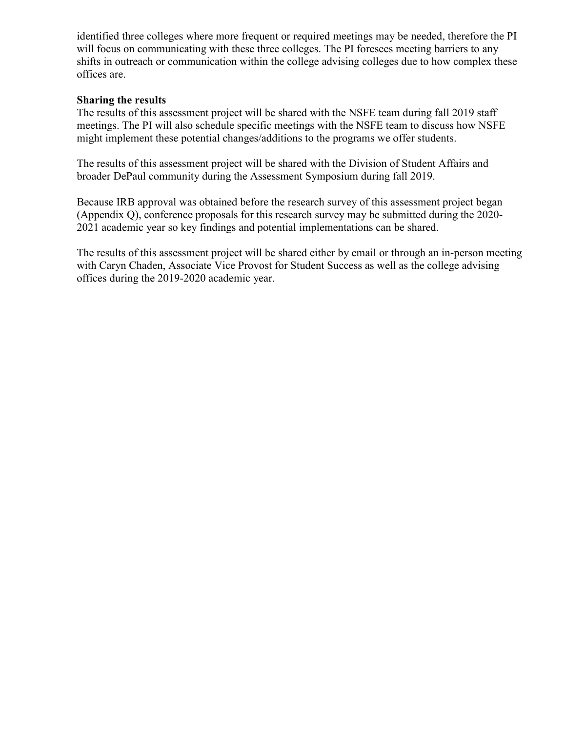identified three colleges where more frequent or required meetings may be needed, therefore the PI will focus on communicating with these three colleges. The PI foresees meeting barriers to any shifts in outreach or communication within the college advising colleges due to how complex these offices are.

**Sharing the results**

The results of this assessment project will be shared with the NSFE team during fall 2019 staff meetings. The PI will also schedule specific meetings with the NSFE team to discuss how NSFE might implement these potential changes/additions to the programs we offer students.

The results of this assessment project will be shared with the Division of Student Affairs and broader DePaul community during the Assessment Symposium during fall 2019.

Because IRB approval was obtained before the research survey of this assessment project began (Appendix Q), conference proposals for this research survey may be submitted during the 2020-2021 academic year so key findings and potential implementations can be shared.

The results of this assessment project will be shared either by email or through an in-person meeting with Caryn Chaden, Associate Vice Provost for Student Success as well as the college advising offices during the 2019-2020 academic year.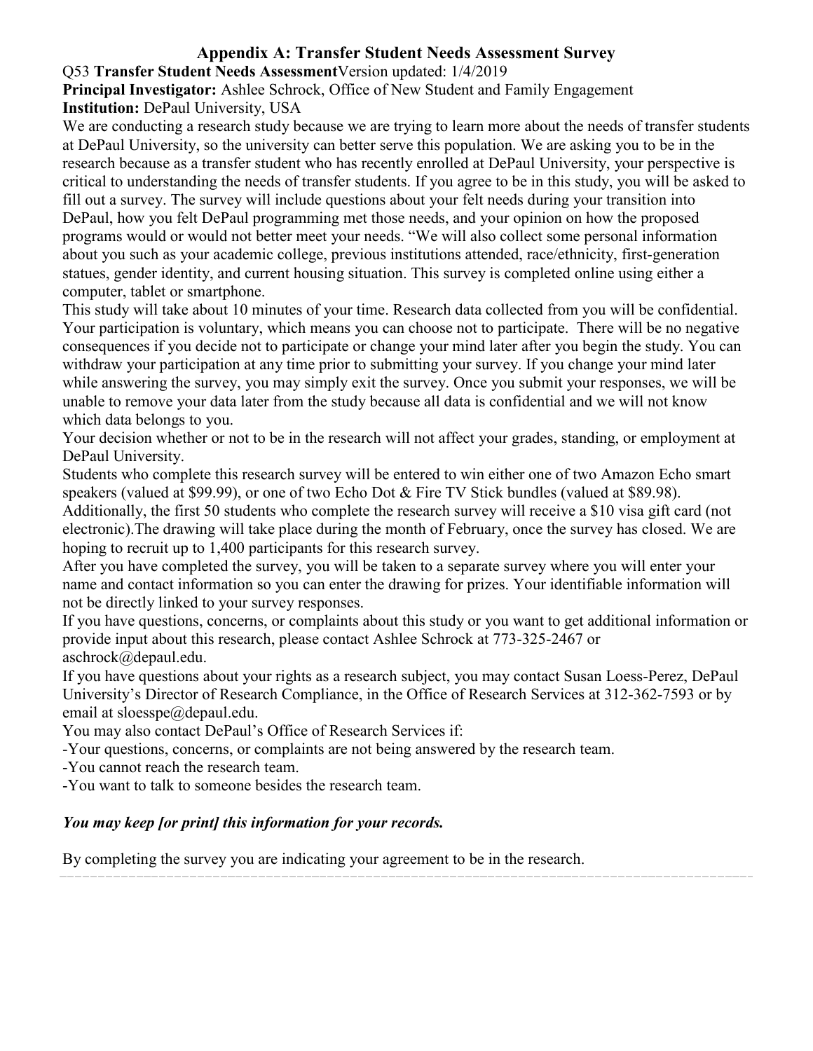## Appendix A: Transfer Student Needs Assessment Survey

Q53 **Transfer Student Needs Assessment**Version updated: 1/4/2019

**Principal Investigator:** Ashlee Schrock, Office of New Student and Family Engagement

**Institution:** DePaul University, USA

We are conducting a research study because we are trying to learn more about the needs of transfer students at DePaul University, so the university can better serve this population. We are asking you to be in the research because as a transfer student who has recently enrolled at DePaul University, your perspective is critical to understanding the needs of transfer students. If you agree to be in this study, you will be asked to fill out a survey. The survey will include questions about your felt needs during your transition into DePaul, how you felt DePaul programming met those needs, and your opinion on how the proposed programs would or would not better meet your needs. "We will also collect some personal information about you such as your academic college, previous institutions attended, race/ethnicity, first-generation statues, gender identity, and current housing situation. This survey is completed online using either a computer, tablet or smartphone.

This study will take about 10 minutes of your time. Research data collected from you will be confidential. Your participation is voluntary, which means you can choose not to participate. There will be no negative consequences if you decide not to participate or change your mind later after you begin the study. You can withdraw your participation at any time prior to submitting your survey. If you change your mind later while answering the survey, you may simply exit the survey. Once you submit your responses, we will be unable to remove your data later from the study because all data is confidential and we will not know which data belongs to you.

Your decision whether or not to be in the research will not affect your grades, standing, or employment at DePaul University.

Students who complete this research survey will be entered to win either one of two Amazon Echo smart speakers (valued at $99.99), or one of two Echo Dot & Fire TV Stick bundles (valued at $89.98). Additionally, the first 50 students who complete the research survey will receive a $10 visa gift card (not electronic).The drawing will take place during the month of February, once the survey has closed. We are hoping to recruit up to 1,400 participants for this research survey.

After you have completed the survey, you will be taken to a separate survey where you will enter your name and contact information so you can enter the drawing for prizes. Your identifiable information will not be directly linked to your survey responses.

If you have questions, concerns, or complaints about this study or you want to get additional information or provide input about this research, please contact Ashlee Schrock at 773-325-2467 or aschrock@depaul.edu.

If you have questions about your rights as a research subject, you may contact Susan Loess-Perez, DePaul University's Director of Research Compliance, in the Office of Research Services at 312-362-7593 or by email at sloesspe@depaul.edu.

You may also contact DePaul's Office of Research Services if:

-Your questions, concerns, or complaints are not being answered by the research team.

-You cannot reach the research team.

-You want to talk to someone besides the research team.

***You may keep [or print] this information for your records.***

By completing the survey you are indicating your agreement to be in the research.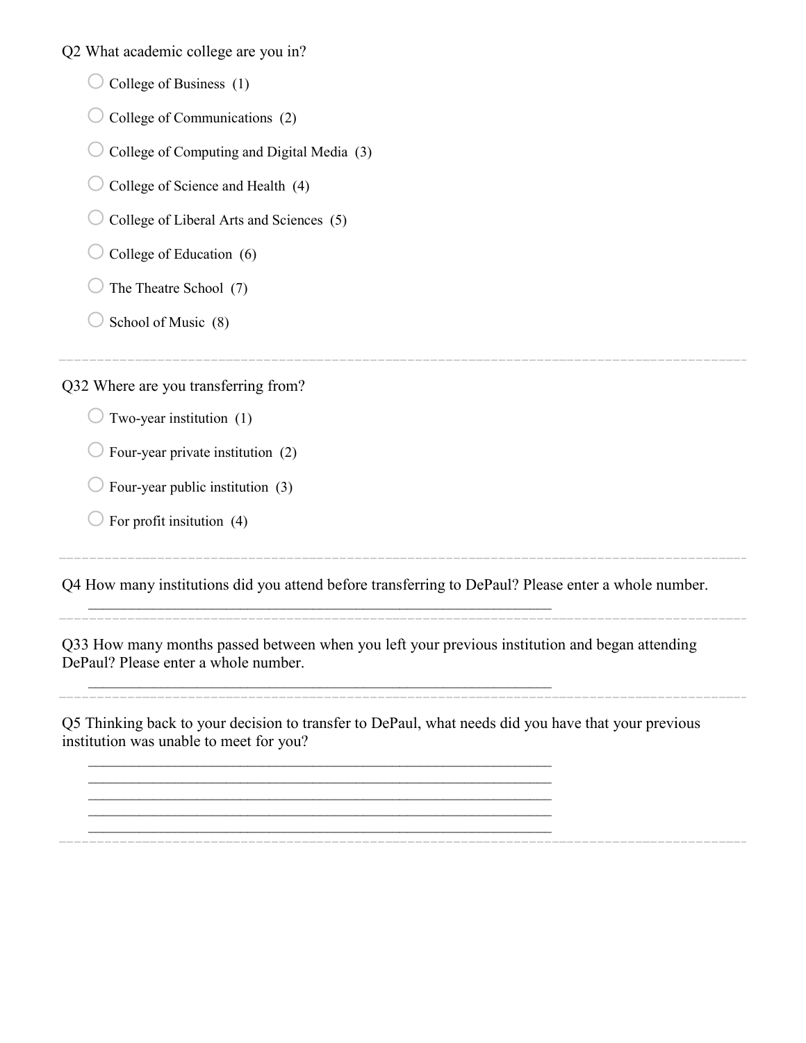Q2 What academic college are you in?

- ○ College of Business (1)
- ○ College of Communications (2)
- ○ College of Computing and Digital Media (3)
- ○ College of Science and Health (4)
- ○ College of Liberal Arts and Sciences (5)
- ○ College of Education (6)
- ○ The Theatre School (7)
- ○ School of Music (8)

---

Q32 Where are you transferring from?

- ○ Two-year institution (1)
- ○ Four-year private institution (2)
- ○ Four-year public institution (3)
- ○ For profit insitution (4)

---

Q4 How many institutions did you attend before transferring to DePaul? Please enter a whole number.

________________________________________________________________

---

Q33 How many months passed between when you left your previous institution and began attending DePaul? Please enter a whole number.

________________________________________________________________

---

Q5 Thinking back to your decision to transfer to DePaul, what needs did you have that your previous institution was unable to meet for you?

________________________________________________________________
________________________________________________________________
________________________________________________________________
________________________________________________________________
________________________________________________________________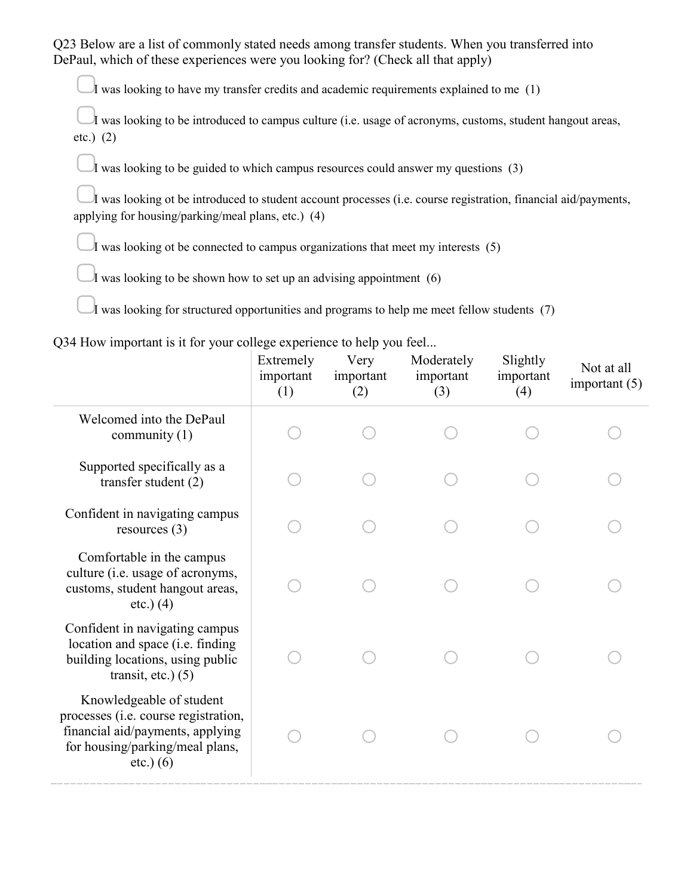Q23 Below are a list of commonly stated needs among transfer students. When you transferred into DePaul, which of these experiences were you looking for? (Check all that apply)

- ▢ I was looking to have my transfer credits and academic requirements explained to me (1)
- ▢ I was looking to be introduced to campus culture (i.e. usage of acronyms, customs, student hangout areas, etc.) (2)
- ▢ I was looking to be guided to which campus resources could answer my questions (3)
- ▢ I was looking ot be introduced to student account processes (i.e. course registration, financial aid/payments, applying for housing/parking/meal plans, etc.) (4)
- ▢ I was looking ot be connected to campus organizations that meet my interests (5)
- ▢ I was looking to be shown how to set up an advising appointment (6)
- ▢ I was looking for structured opportunities and programs to help me meet fellow students (7)

Q34 How important is it for your college experience to help you feel...

| | Extremely important (1) | Very important (2) | Moderately important (3) | Slightly important (4) | Not at all important (5) |
|---|---|---|---|---|---|
| Welcomed into the DePaul community (1) | ○ | ○ | ○ | ○ | ○ |
| Supported specifically as a transfer student (2) | ○ | ○ | ○ | ○ | ○ |
| Confident in navigating campus resources (3) | ○ | ○ | ○ | ○ | ○ |
| Comfortable in the campus culture (i.e. usage of acronyms, customs, student hangout areas, etc.) (4) | ○ | ○ | ○ | ○ | ○ |
| Confident in navigating campus location and space (i.e. finding building locations, using public transit, etc.) (5) | ○ | ○ | ○ | ○ | ○ |
| Knowledgeable of student processes (i.e. course registration, financial aid/payments, applying for housing/parking/meal plans, etc.) (6) | ○ | ○ | ○ | ○ | ○ |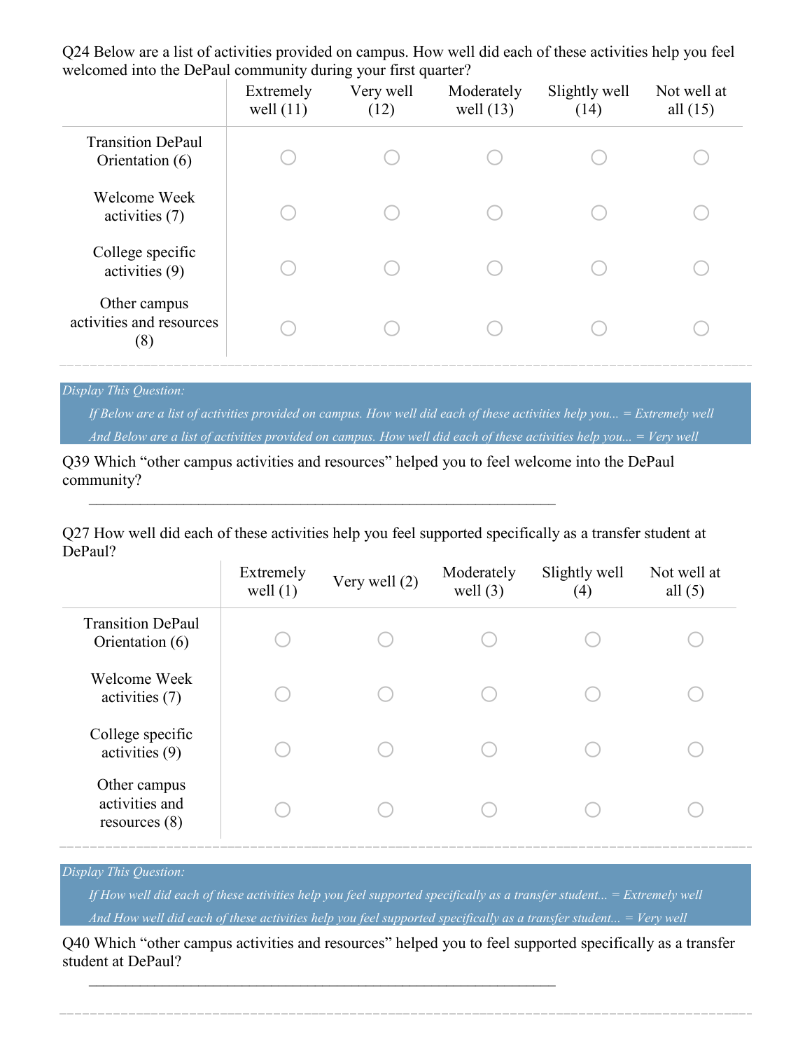Q24 Below are a list of activities provided on campus. How well did each of these activities help you feel welcomed into the DePaul community during your first quarter?

| | Extremely well (11) | Very well (12) | Moderately well (13) | Slightly well (14) | Not well at all (15) |
|---|---|---|---|---|---|
| Transition DePaul Orientation (6) | ○ | ○ | ○ | ○ | ○ |
| Welcome Week activities (7) | ○ | ○ | ○ | ○ | ○ |
| College specific activities (9) | ○ | ○ | ○ | ○ | ○ |
| Other campus activities and resources (8) | ○ | ○ | ○ | ○ | ○ |

*Display This Question:*

*If Below are a list of activities provided on campus. How well did each of these activities help you... = Extremely well*

*And Below are a list of activities provided on campus. How well did each of these activities help you... = Very well*

Q39 Which "other campus activities and resources" helped you to feel welcome into the DePaul community?

________________________________________________________________

Q27 How well did each of these activities help you feel supported specifically as a transfer student at DePaul?

| | Extremely well (1) | Very well (2) | Moderately well (3) | Slightly well (4) | Not well at all (5) |
|---|---|---|---|---|---|
| Transition DePaul Orientation (6) | ○ | ○ | ○ | ○ | ○ |
| Welcome Week activities (7) | ○ | ○ | ○ | ○ | ○ |
| College specific activities (9) | ○ | ○ | ○ | ○ | ○ |
| Other campus activities and resources (8) | ○ | ○ | ○ | ○ | ○ |

*Display This Question:*

*If How well did each of these activities help you feel supported specifically as a transfer student... = Extremely well*

*And How well did each of these activities help you feel supported specifically as a transfer student... = Very well*

Q40 Which "other campus activities and resources" helped you to feel supported specifically as a transfer student at DePaul?

________________________________________________________________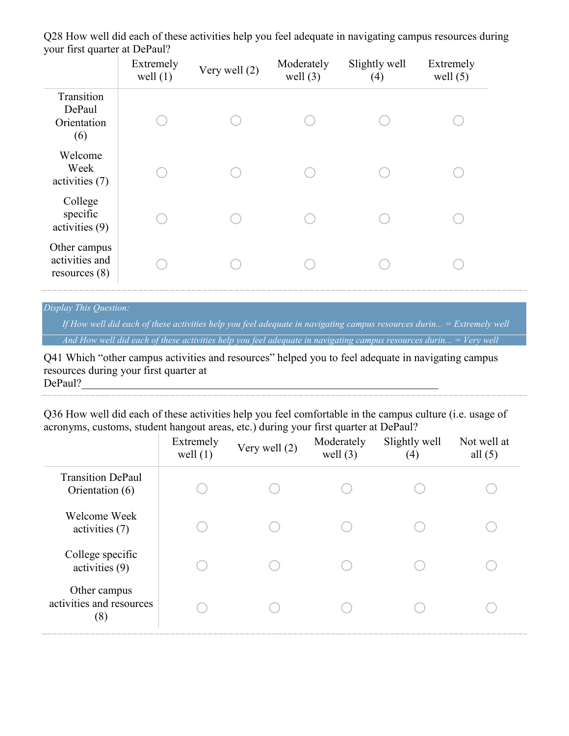Q28 How well did each of these activities help you feel adequate in navigating campus resources during your first quarter at DePaul?

| | Extremely well (1) | Very well (2) | Moderately well (3) | Slightly well (4) | Extremely well (5) |
|---|---|---|---|---|---|
| Transition DePaul Orientation (6) | ○ | ○ | ○ | ○ | ○ |
| Welcome Week activities (7) | ○ | ○ | ○ | ○ | ○ |
| College specific activities (9) | ○ | ○ | ○ | ○ | ○ |
| Other campus activities and resources (8) | ○ | ○ | ○ | ○ | ○ |

*Display This Question:*

*If How well did each of these activities help you feel adequate in navigating campus resources durin... = Extremely well*

*And How well did each of these activities help you feel adequate in navigating campus resources durin... = Very well*

Q41 Which “other campus activities and resources” helped you to feel adequate in navigating campus resources during your first quarter at DePaul?________________________________________________________________

Q36 How well did each of these activities help you feel comfortable in the campus culture (i.e. usage of acronyms, customs, student hangout areas, etc.) during your first quarter at DePaul?

| | Extremely well (1) | Very well (2) | Moderately well (3) | Slightly well (4) | Not well at all (5) |
|---|---|---|---|---|---|
| Transition DePaul Orientation (6) | ○ | ○ | ○ | ○ | ○ |
| Welcome Week activities (7) | ○ | ○ | ○ | ○ | ○ |
| College specific activities (9) | ○ | ○ | ○ | ○ | ○ |
| Other campus activities and resources (8) | ○ | ○ | ○ | ○ | ○ |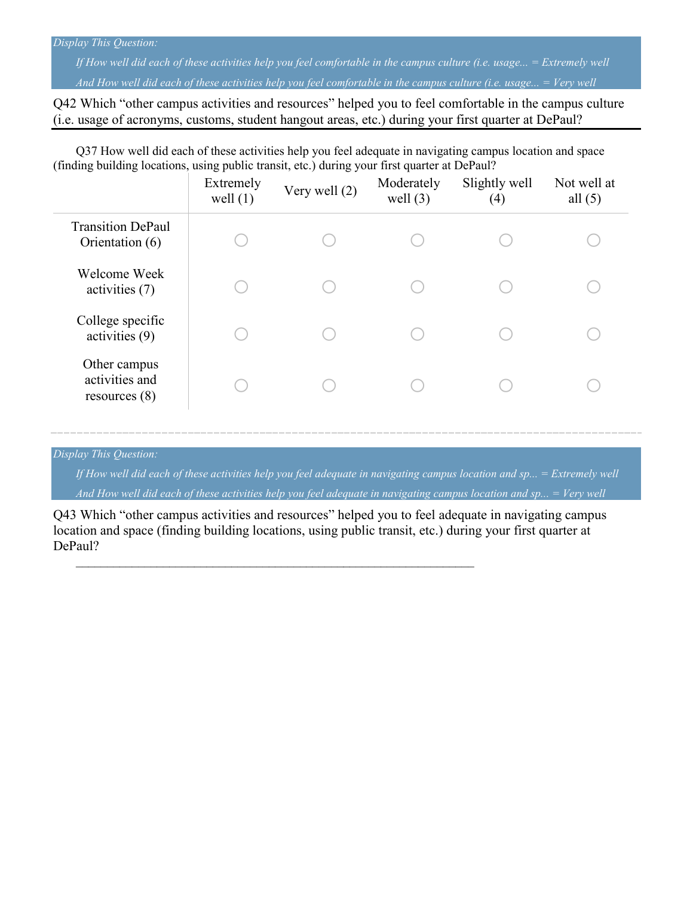*Display This Question:*

*If How well did each of these activities help you feel comfortable in the campus culture (i.e. usage... = Extremely well*

*And How well did each of these activities help you feel comfortable in the campus culture (i.e. usage... = Very well*

Q42 Which “other campus activities and resources” helped you to feel comfortable in the campus culture (i.e. usage of acronyms, customs, student hangout areas, etc.) during your first quarter at DePaul?

---

Q37 How well did each of these activities help you feel adequate in navigating campus location and space (finding building locations, using public transit, etc.) during your first quarter at DePaul?

| | Extremely well (1) | Very well (2) | Moderately well (3) | Slightly well (4) | Not well at all (5) |
|---|---|---|---|---|---|
| Transition DePaul Orientation (6) | ○ | ○ | ○ | ○ | ○ |
| Welcome Week activities (7) | ○ | ○ | ○ | ○ | ○ |
| College specific activities (9) | ○ | ○ | ○ | ○ | ○ |
| Other campus activities and resources (8) | ○ | ○ | ○ | ○ | ○ |

---

*Display This Question:*

*If How well did each of these activities help you feel adequate in navigating campus location and sp... = Extremely well*

*And How well did each of these activities help you feel adequate in navigating campus location and sp... = Very well*

Q43 Which “other campus activities and resources” helped you to feel adequate in navigating campus location and space (finding building locations, using public transit, etc.) during your first quarter at DePaul?

________________________________________________________________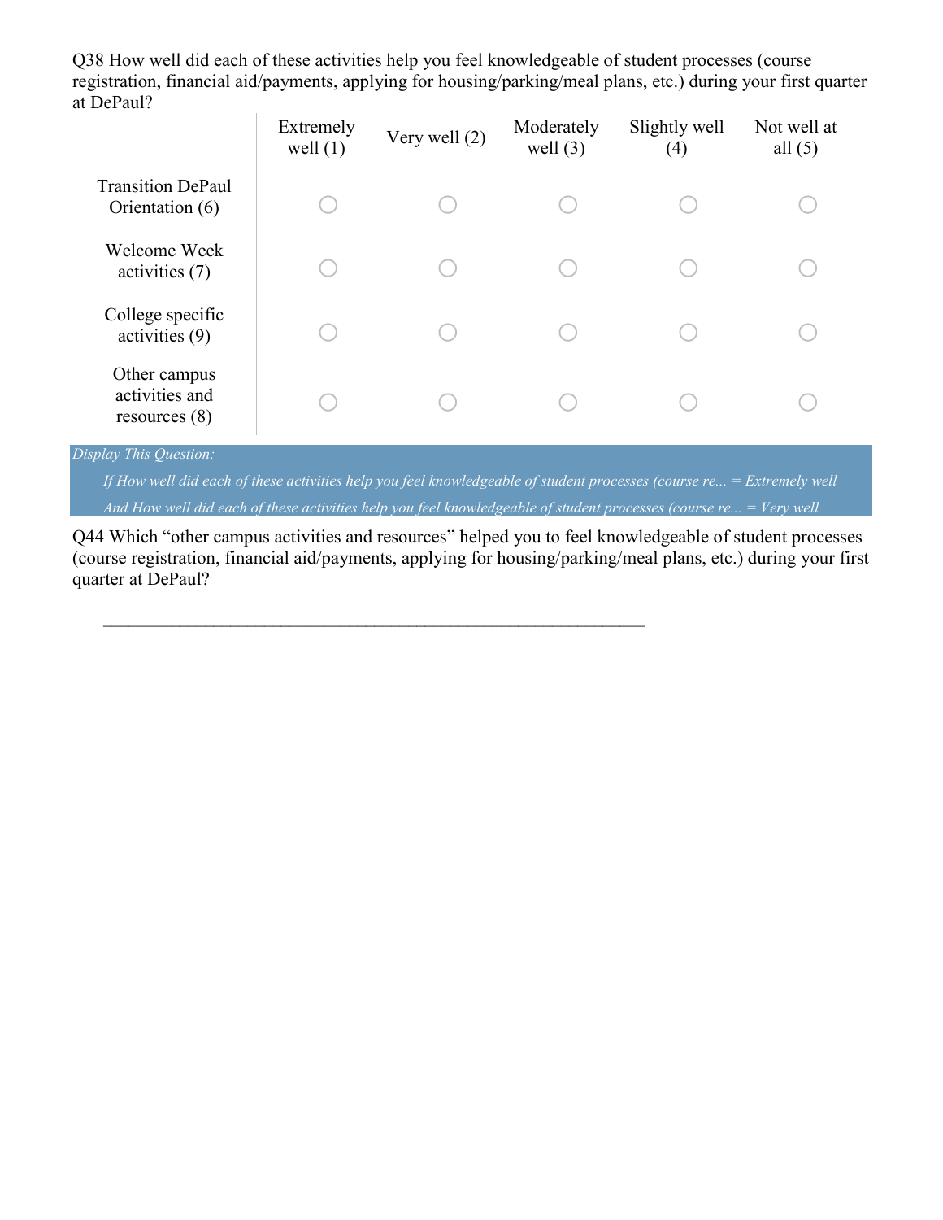Q38 How well did each of these activities help you feel knowledgeable of student processes (course registration, financial aid/payments, applying for housing/parking/meal plans, etc.) during your first quarter at DePaul?

| | Extremely well (1) | Very well (2) | Moderately well (3) | Slightly well (4) | Not well at all (5) |
|---|---|---|---|---|---|
| Transition DePaul Orientation (6) | ○ | ○ | ○ | ○ | ○ |
| Welcome Week activities (7) | ○ | ○ | ○ | ○ | ○ |
| College specific activities (9) | ○ | ○ | ○ | ○ | ○ |
| Other campus activities and resources (8) | ○ | ○ | ○ | ○ | ○ |

*Display This Question:*

*If How well did each of these activities help you feel knowledgeable of student processes (course re... = Extremely well*

*And How well did each of these activities help you feel knowledgeable of student processes (course re... = Very well*

Q44 Which "other campus activities and resources" helped you to feel knowledgeable of student processes (course registration, financial aid/payments, applying for housing/parking/meal plans, etc.) during your first quarter at DePaul?

________________________________________________________________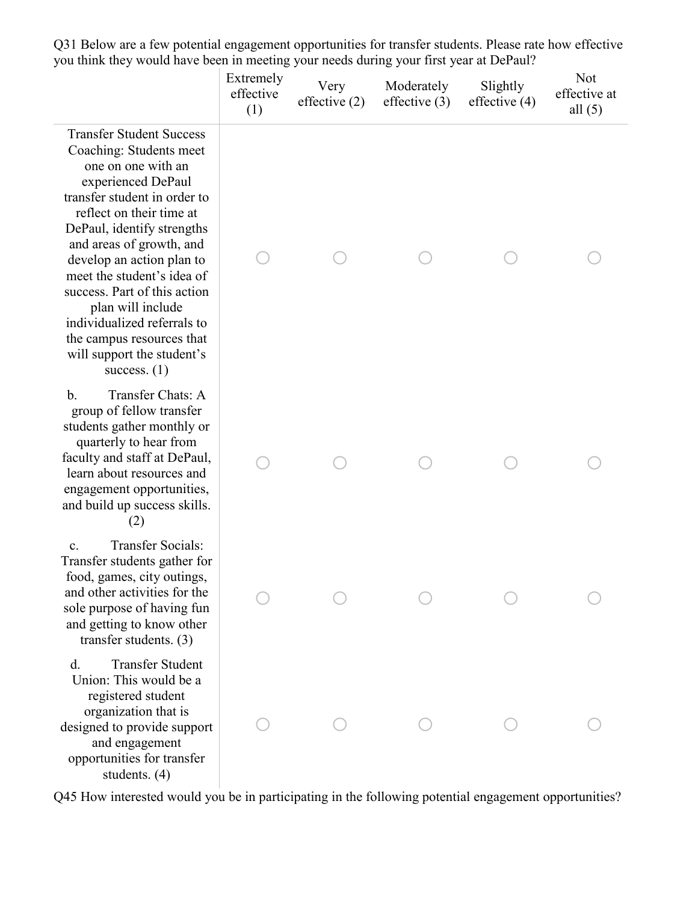Q31 Below are a few potential engagement opportunities for transfer students. Please rate how effective you think they would have been in meeting your needs during your first year at DePaul?

| | Extremely effective (1) | Very effective (2) | Moderately effective (3) | Slightly effective (4) | Not effective at all (5) |
|---|---|---|---|---|---|
| Transfer Student Success Coaching: Students meet one on one with an experienced DePaul transfer student in order to reflect on their time at DePaul, identify strengths and areas of growth, and develop an action plan to meet the student’s idea of success. Part of this action plan will include individualized referrals to the campus resources that will support the student’s success. (1) | ○ | ○ | ○ | ○ | ○ |
| b. Transfer Chats: A group of fellow transfer students gather monthly or quarterly to hear from faculty and staff at DePaul, learn about resources and engagement opportunities, and build up success skills. (2) | ○ | ○ | ○ | ○ | ○ |
| c. Transfer Socials: Transfer students gather for food, games, city outings, and other activities for the sole purpose of having fun and getting to know other transfer students. (3) | ○ | ○ | ○ | ○ | ○ |
| d. Transfer Student Union: This would be a registered student organization that is designed to provide support and engagement opportunities for transfer students. (4) | ○ | ○ | ○ | ○ | ○ |

Q45 How interested would you be in participating in the following potential engagement opportunities?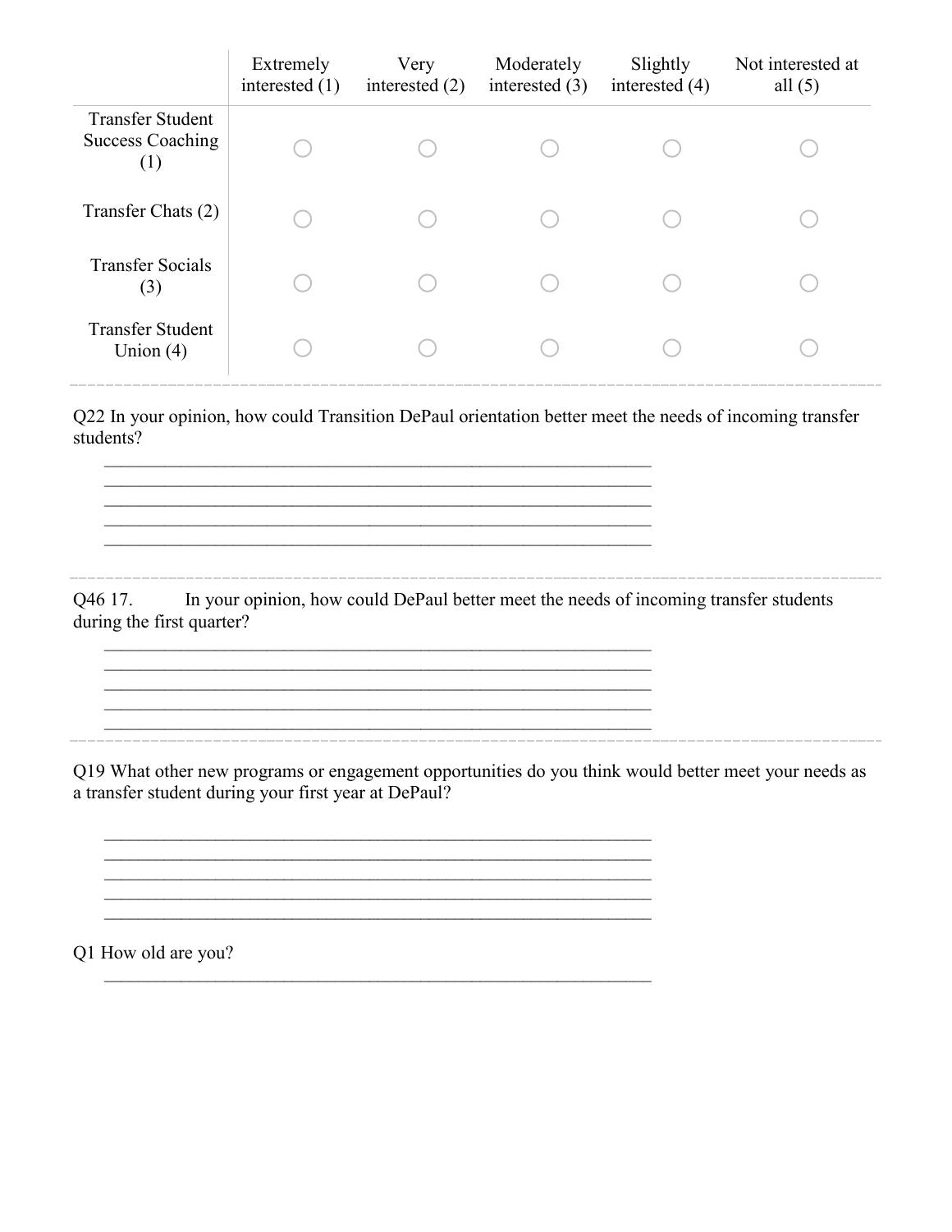| | Extremely interested (1) | Very interested (2) | Moderately interested (3) | Slightly interested (4) | Not interested at all (5) |
|---|---|---|---|---|---|
| Transfer Student Success Coaching (1) | ○ | ○ | ○ | ○ | ○ |
| Transfer Chats (2) | ○ | ○ | ○ | ○ | ○ |
| Transfer Socials (3) | ○ | ○ | ○ | ○ | ○ |
| Transfer Student Union (4) | ○ | ○ | ○ | ○ | ○ |

Q22 In your opinion, how could Transition DePaul orientation better meet the needs of incoming transfer students?

________________________________________________________________
________________________________________________________________
________________________________________________________________
________________________________________________________________
________________________________________________________________

Q46 17. In your opinion, how could DePaul better meet the needs of incoming transfer students during the first quarter?

________________________________________________________________
________________________________________________________________
________________________________________________________________
________________________________________________________________
________________________________________________________________

Q19 What other new programs or engagement opportunities do you think would better meet your needs as a transfer student during your first year at DePaul?

________________________________________________________________
________________________________________________________________
________________________________________________________________
________________________________________________________________
________________________________________________________________

Q1 How old are you?

________________________________________________________________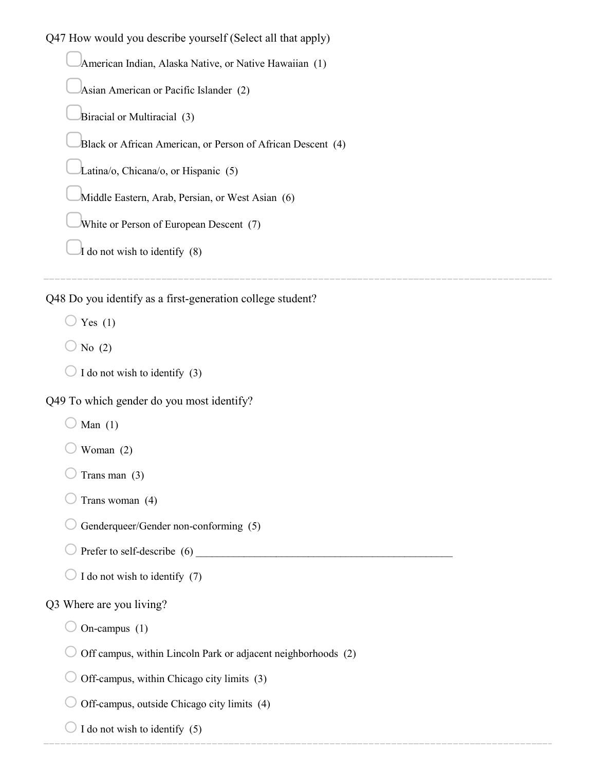Q47 How would you describe yourself (Select all that apply)

- ▢ American Indian, Alaska Native, or Native Hawaiian (1)
- ▢ Asian American or Pacific Islander (2)
- ▢ Biracial or Multiracial (3)
- ▢ Black or African American, or Person of African Descent (4)
- ▢ Latina/o, Chicana/o, or Hispanic (5)
- ▢ Middle Eastern, Arab, Persian, or West Asian (6)
- ▢ White or Person of European Descent (7)
- ▢ I do not wish to identify (8)

---

Q48 Do you identify as a first-generation college student?

- ○ Yes (1)
- ○ No (2)
- ○ I do not wish to identify (3)

Q49 To which gender do you most identify?

- ○ Man (1)
- ○ Woman (2)
- ○ Trans man (3)
- ○ Trans woman (4)
- ○ Genderqueer/Gender non-conforming (5)
- ○ Prefer to self-describe (6) ________________________________________________
- ○ I do not wish to identify (7)

Q3 Where are you living?

- ○ On-campus (1)
- ○ Off campus, within Lincoln Park or adjacent neighborhoods (2)
- ○ Off-campus, within Chicago city limits (3)
- ○ Off-campus, outside Chicago city limits (4)
- ○ I do not wish to identify (5)

---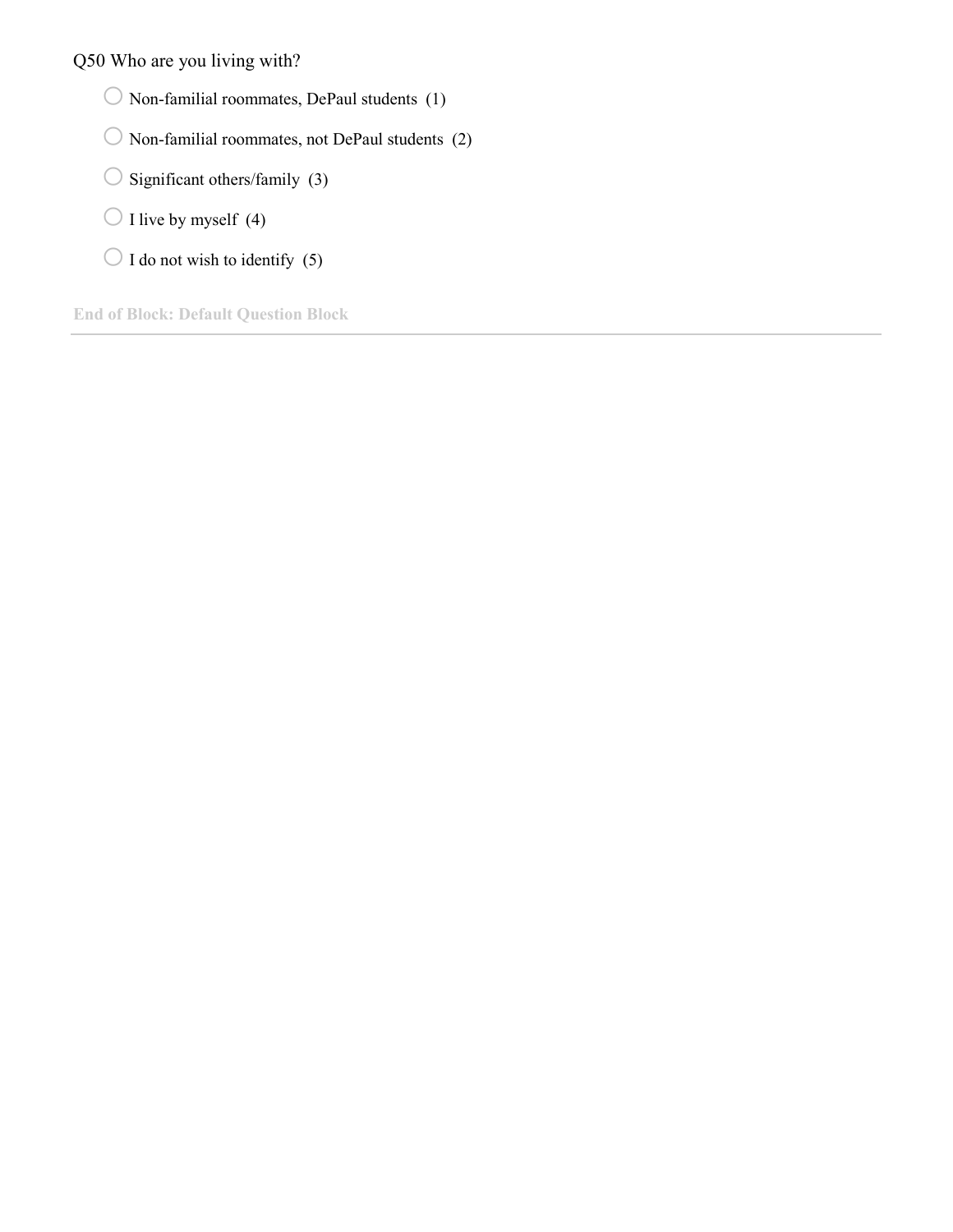Q50 Who are you living with?

- Non-familial roommates, DePaul students (1)
- Non-familial roommates, not DePaul students (2)
- Significant others/family (3)
- I live by myself (4)
- I do not wish to identify (5)

End of Block: Default Question Block

---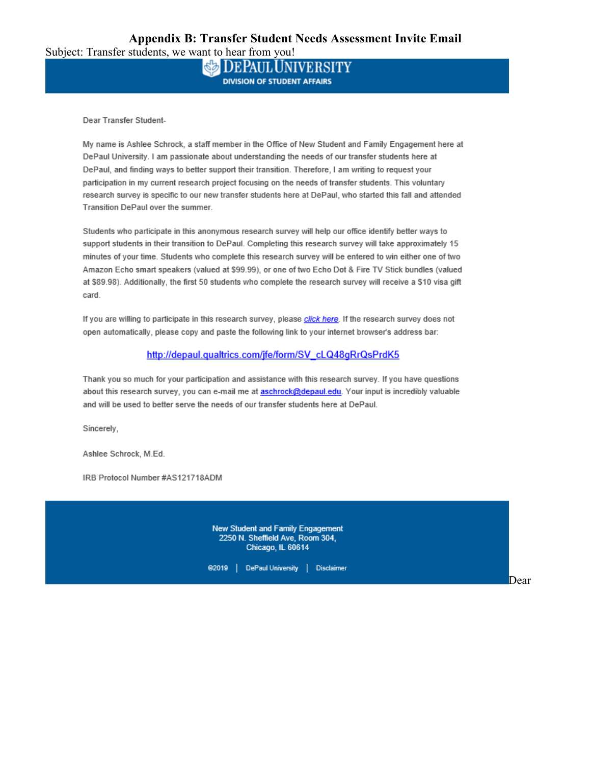## Appendix B: Transfer Student Needs Assessment Invite Email

Subject: Transfer students, we want to hear from you!

**DePaul University**
**DIVISION OF STUDENT AFFAIRS**

Dear Transfer Student-

My name is Ashlee Schrock, a staff member in the Office of New Student and Family Engagement here at DePaul University. I am passionate about understanding the needs of our transfer students here at DePaul, and finding ways to better support their transition. Therefore, I am writing to request your participation in my current research project focusing on the needs of transfer students. This voluntary research survey is specific to our new transfer students here at DePaul, who started this fall and attended Transition DePaul over the summer.

Students who participate in this anonymous research survey will help our office identify better ways to support students in their transition to DePaul. Completing this research survey will take approximately 15 minutes of your time. Students who complete this research survey will be entered to win either one of two Amazon Echo smart speakers (valued at $99.99), or one of two Echo Dot & Fire TV Stick bundles (valued at $89.98). Additionally, the first 50 students who complete the research survey will receive a $10 visa gift card.

If you are willing to participate in this research survey, please *click here*. If the research survey does not open automatically, please copy and paste the following link to your internet browser's address bar:

http://depaul.qualtrics.com/jfe/form/SV_cLQ48gRrQsPrdK5

Thank you so much for your participation and assistance with this research survey. If you have questions about this research survey, you can e-mail me at aschrock@depaul.edu. Your input is incredibly valuable and will be used to better serve the needs of our transfer students here at DePaul.

Sincerely,

Ashlee Schrock, M.Ed.

IRB Protocol Number #AS121718ADM

New Student and Family Engagement
2250 N. Sheffield Ave, Room 304,
Chicago, IL 60614

©2019 | DePaul University | Disclaimer

Dear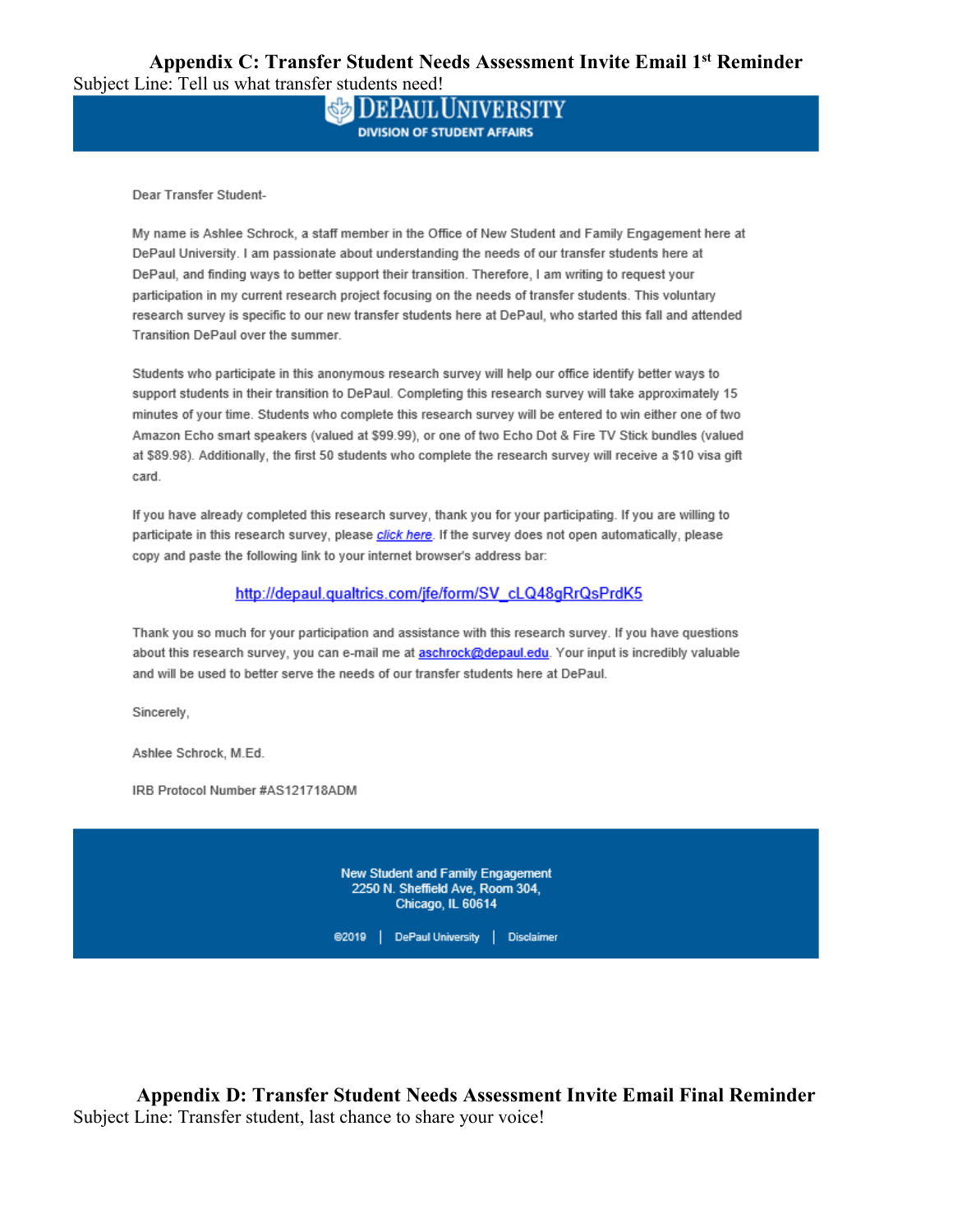## Appendix C: Transfer Student Needs Assessment Invite Email 1st Reminder

Subject Line: Tell us what transfer students need!

DEPAUL UNIVERSITY
DIVISION OF STUDENT AFFAIRS

Dear Transfer Student-

My name is Ashlee Schrock, a staff member in the Office of New Student and Family Engagement here at DePaul University. I am passionate about understanding the needs of our transfer students here at DePaul, and finding ways to better support their transition. Therefore, I am writing to request your participation in my current research project focusing on the needs of transfer students. This voluntary research survey is specific to our new transfer students here at DePaul, who started this fall and attended Transition DePaul over the summer.

Students who participate in this anonymous research survey will help our office identify better ways to support students in their transition to DePaul. Completing this research survey will take approximately 15 minutes of your time. Students who complete this research survey will be entered to win either one of two Amazon Echo smart speakers (valued at $99.99), or one of two Echo Dot & Fire TV Stick bundles (valued at $89.98). Additionally, the first 50 students who complete the research survey will receive a $10 visa gift card.

If you have already completed this research survey, thank you for your participating. If you are willing to participate in this research survey, please *click here*. If the survey does not open automatically, please copy and paste the following link to your internet browser's address bar:

http://depaul.qualtrics.com/jfe/form/SV_cLQ48gRrQsPrdK5

Thank you so much for your participation and assistance with this research survey. If you have questions about this research survey, you can e-mail me at aschrock@depaul.edu. Your input is incredibly valuable and will be used to better serve the needs of our transfer students here at DePaul.

Sincerely,

Ashlee Schrock, M.Ed.

IRB Protocol Number #AS121718ADM

New Student and Family Engagement
2250 N. Sheffield Ave, Room 304,
Chicago, IL 60614

©2019 | DePaul University | Disclaimer

## Appendix D: Transfer Student Needs Assessment Invite Email Final Reminder

Subject Line: Transfer student, last chance to share your voice!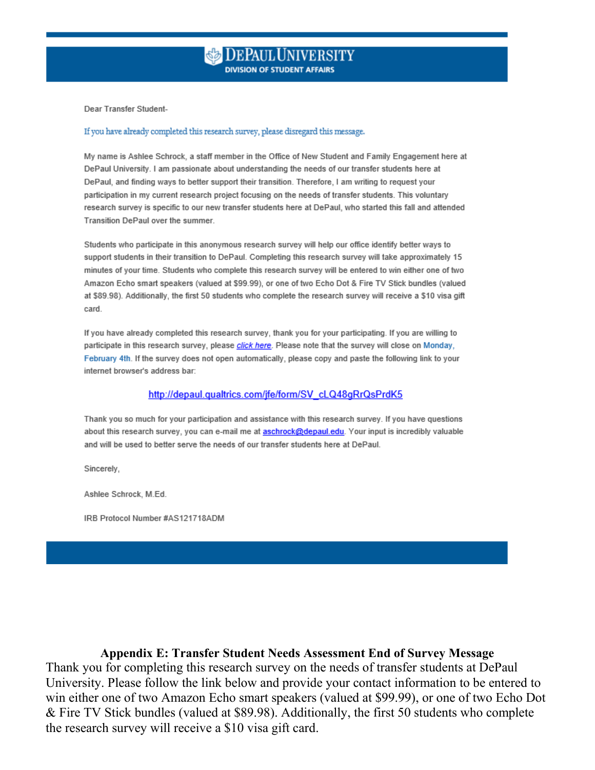**DePaul University**
**DIVISION OF STUDENT AFFAIRS**

Dear Transfer Student-

If you have already completed this research survey, please disregard this message.

My name is Ashlee Schrock, a staff member in the Office of New Student and Family Engagement here at DePaul University. I am passionate about understanding the needs of our transfer students here at DePaul, and finding ways to better support their transition. Therefore, I am writing to request your participation in my current research project focusing on the needs of transfer students. This voluntary research survey is specific to our new transfer students here at DePaul, who started this fall and attended Transition DePaul over the summer.

Students who participate in this anonymous research survey will help our office identify better ways to support students in their transition to DePaul. Completing this research survey will take approximately 15 minutes of your time. Students who complete this research survey will be entered to win either one of two Amazon Echo smart speakers (valued at $99.99), or one of two Echo Dot & Fire TV Stick bundles (valued at $89.98). Additionally, the first 50 students who complete the research survey will receive a $10 visa gift card.

If you have already completed this research survey, thank you for your participating. If you are willing to participate in this research survey, please *click here*. Please note that the survey will close on Monday, February 4th. If the survey does not open automatically, please copy and paste the following link to your internet browser's address bar:

http://depaul.qualtrics.com/jfe/form/SV_cLQ48gRrQsPrdK5

Thank you so much for your participation and assistance with this research survey. If you have questions about this research survey, you can e-mail me at aschrock@depaul.edu. Your input is incredibly valuable and will be used to better serve the needs of our transfer students here at DePaul.

Sincerely,

Ashlee Schrock, M.Ed.

IRB Protocol Number #AS121718ADM

## Appendix E: Transfer Student Needs Assessment End of Survey Message

Thank you for completing this research survey on the needs of transfer students at DePaul University. Please follow the link below and provide your contact information to be entered to win either one of two Amazon Echo smart speakers (valued at $99.99), or one of two Echo Dot & Fire TV Stick bundles (valued at $89.98). Additionally, the first 50 students who complete the research survey will receive a $10 visa gift card.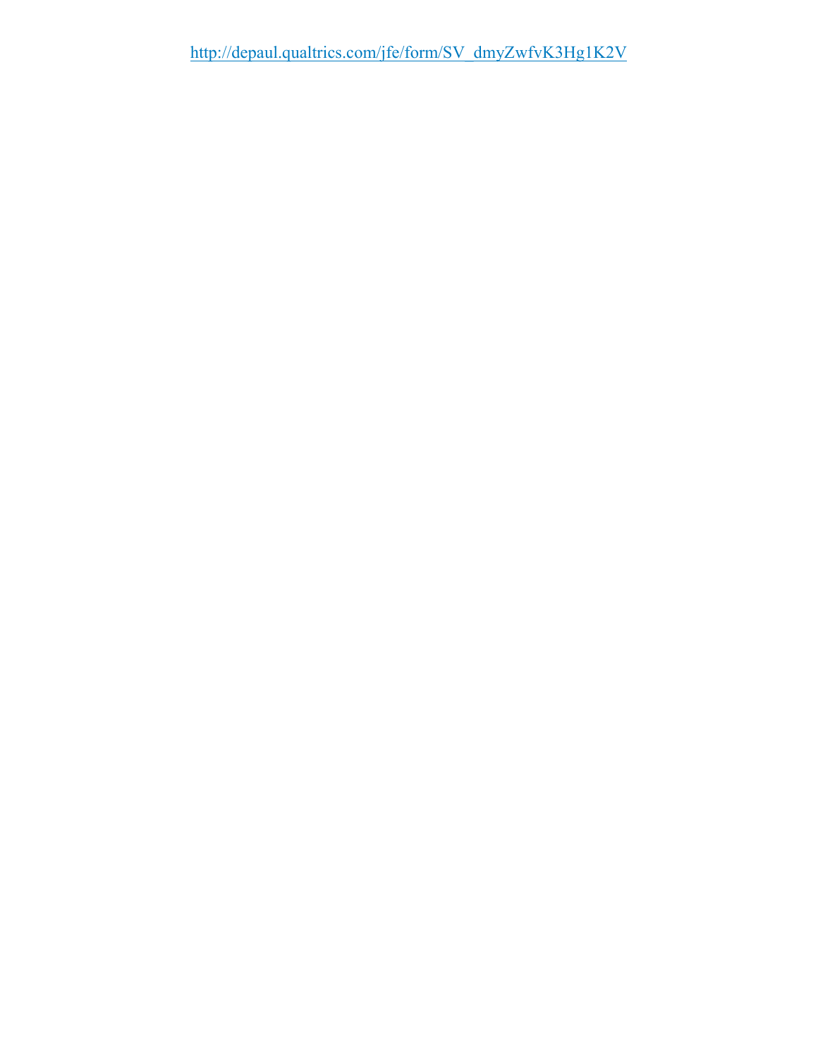http://depaul.qualtrics.com/jfe/form/SV_dmyZwfvK3Hg1K2V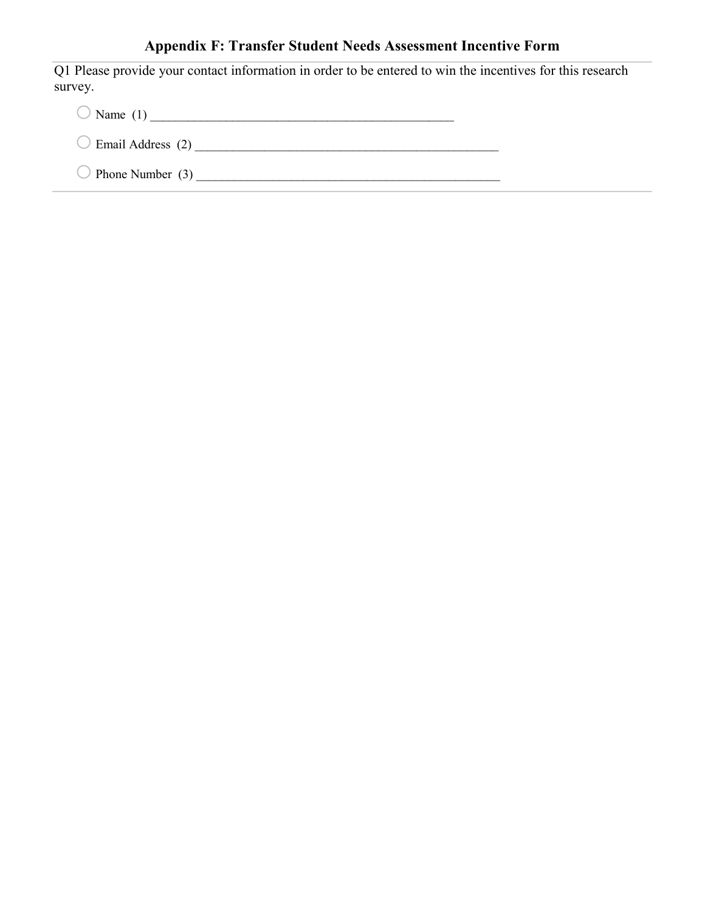## Appendix F: Transfer Student Needs Assessment Incentive Form

Q1 Please provide your contact information in order to be entered to win the incentives for this research survey.

- ○ Name (1) ________________________________________________
- ○ Email Address (2) ________________________________________________
- ○ Phone Number (3) ________________________________________________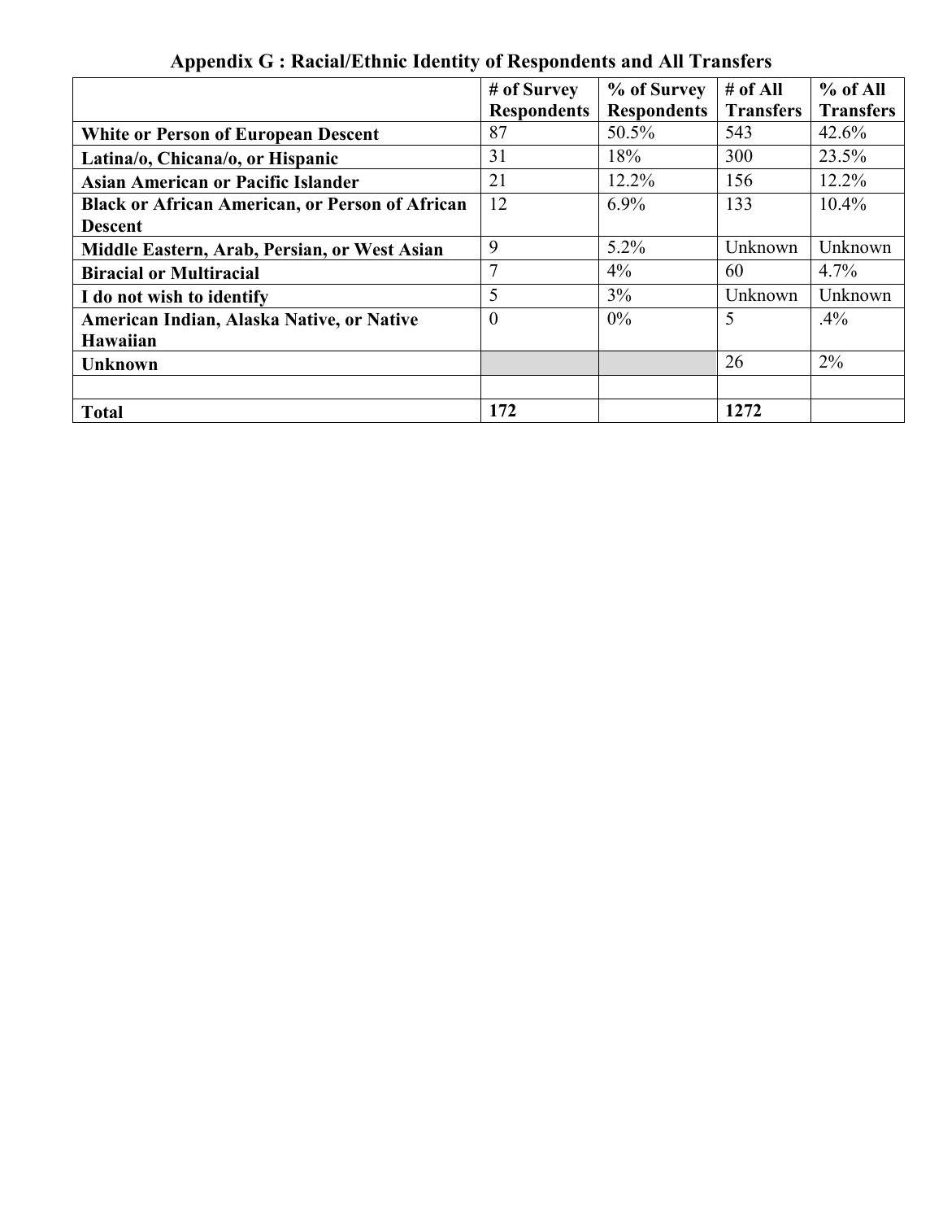## Appendix G : Racial/Ethnic Identity of Respondents and All Transfers

| | # of Survey Respondents | % of Survey Respondents | # of All Transfers | % of All Transfers |
|---|---|---|---|---|
| **White or Person of European Descent** | 87 | 50.5% | 543 | 42.6% |
| **Latina/o, Chicana/o, or Hispanic** | 31 | 18% | 300 | 23.5% |
| **Asian American or Pacific Islander** | 21 | 12.2% | 156 | 12.2% |
| **Black or African American, or Person of African Descent** | 12 | 6.9% | 133 | 10.4% |
| **Middle Eastern, Arab, Persian, or West Asian** | 9 | 5.2% | Unknown | Unknown |
| **Biracial or Multiracial** | 7 | 4% | 60 | 4.7% |
| **I do not wish to identify** | 5 | 3% | Unknown | Unknown |
| **American Indian, Alaska Native, or Native Hawaiian** | 0 | 0% | 5 | .4% |
| **Unknown** | | | 26 | 2% |
| | | | | |
| **Total** | **172** | | **1272** | |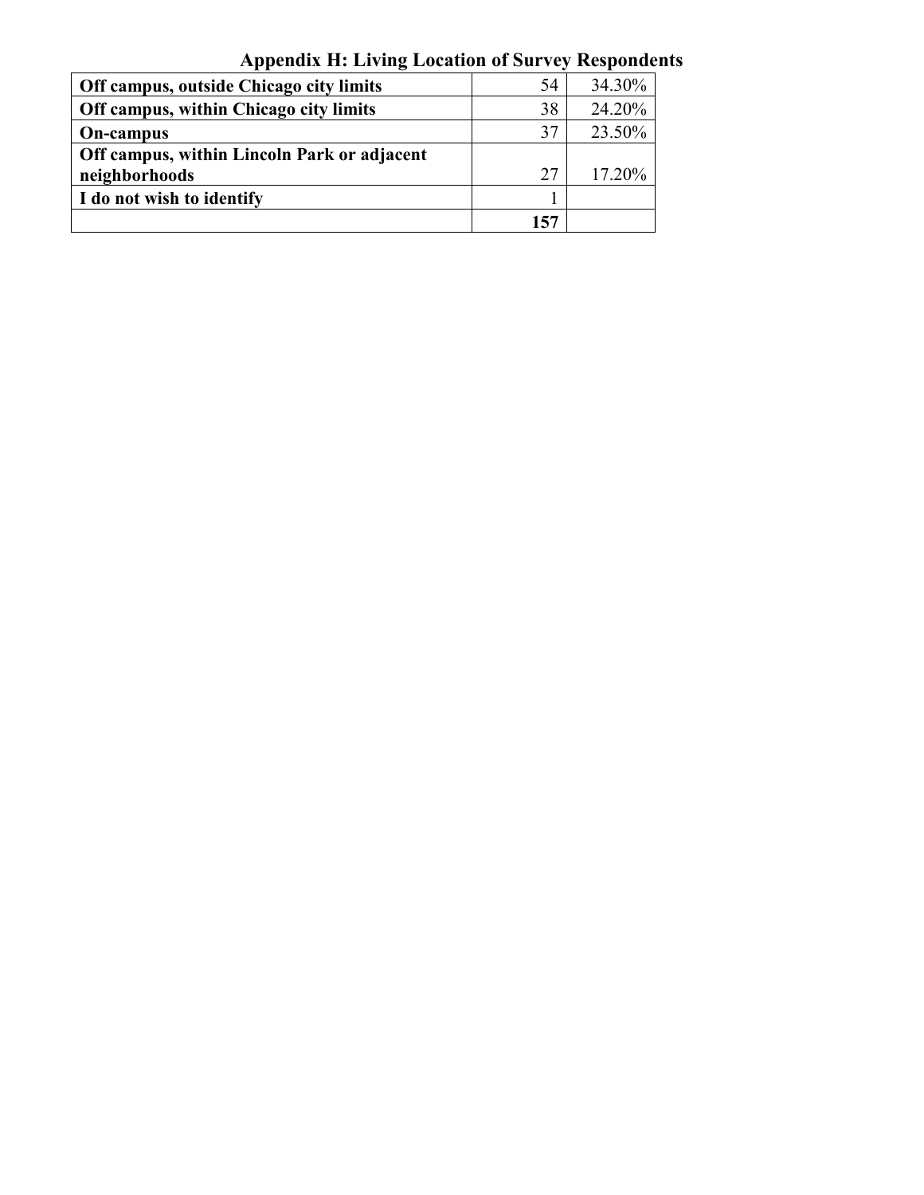## Appendix H: Living Location of Survey Respondents

| | | |
|---|---|---|
| **Off campus, outside Chicago city limits** | 54 | 34.30% |
| **Off campus, within Chicago city limits** | 38 | 24.20% |
| **On-campus** | 37 | 23.50% |
| **Off campus, within Lincoln Park or adjacent neighborhoods** | 27 | 17.20% |
| **I do not wish to identify** | 1 | |
| | **157** | |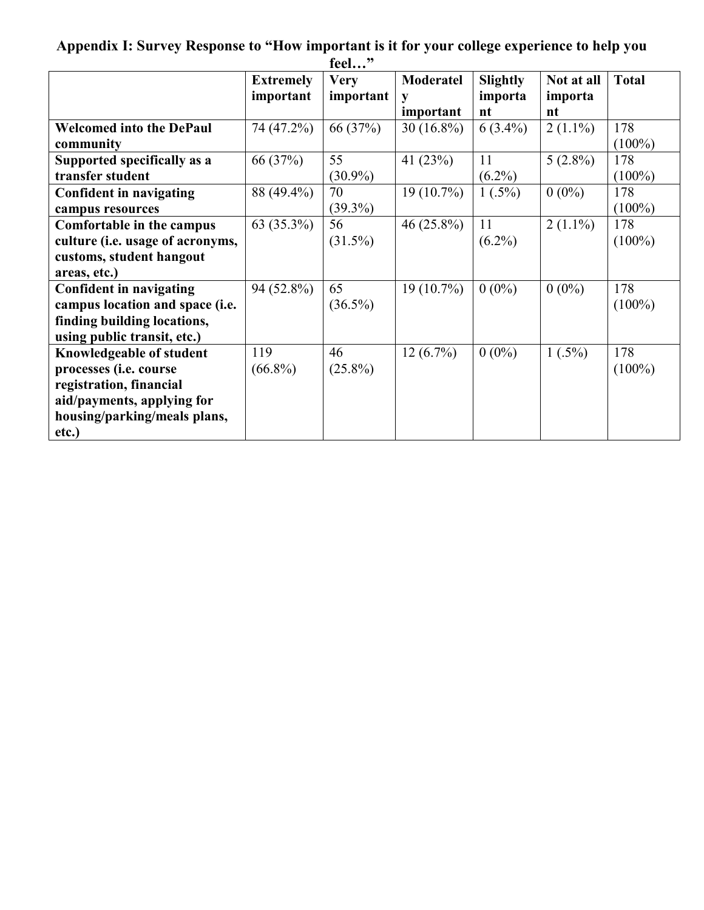**Appendix I: Survey Response to "How important is it for your college experience to help you feel…"**

| | Extremely important | Very important | Moderately important | Slightly important | Not at all important | Total |
|---|---|---|---|---|---|---|
| **Welcomed into the DePaul community** | 74 (47.2%) | 66 (37%) | 30 (16.8%) | 6 (3.4%) | 2 (1.1%) | 178 (100%) |
| **Supported specifically as a transfer student** | 66 (37%) | 55 (30.9%) | 41 (23%) | 11 (6.2%) | 5 (2.8%) | 178 (100%) |
| **Confident in navigating campus resources** | 88 (49.4%) | 70 (39.3%) | 19 (10.7%) | 1 (.5%) | 0 (0%) | 178 (100%) |
| **Comfortable in the campus culture (i.e. usage of acronyms, customs, student hangout areas, etc.)** | 63 (35.3%) | 56 (31.5%) | 46 (25.8%) | 11 (6.2%) | 2 (1.1%) | 178 (100%) |
| **Confident in navigating campus location and space (i.e. finding building locations, using public transit, etc.)** | 94 (52.8%) | 65 (36.5%) | 19 (10.7%) | 0 (0%) | 0 (0%) | 178 (100%) |
| **Knowledgeable of student processes (i.e. course registration, financial aid/payments, applying for housing/parking/meals plans, etc.)** | 119 (66.8%) | 46 (25.8%) | 12 (6.7%) | 0 (0%) | 1 (.5%) | 178 (100%) |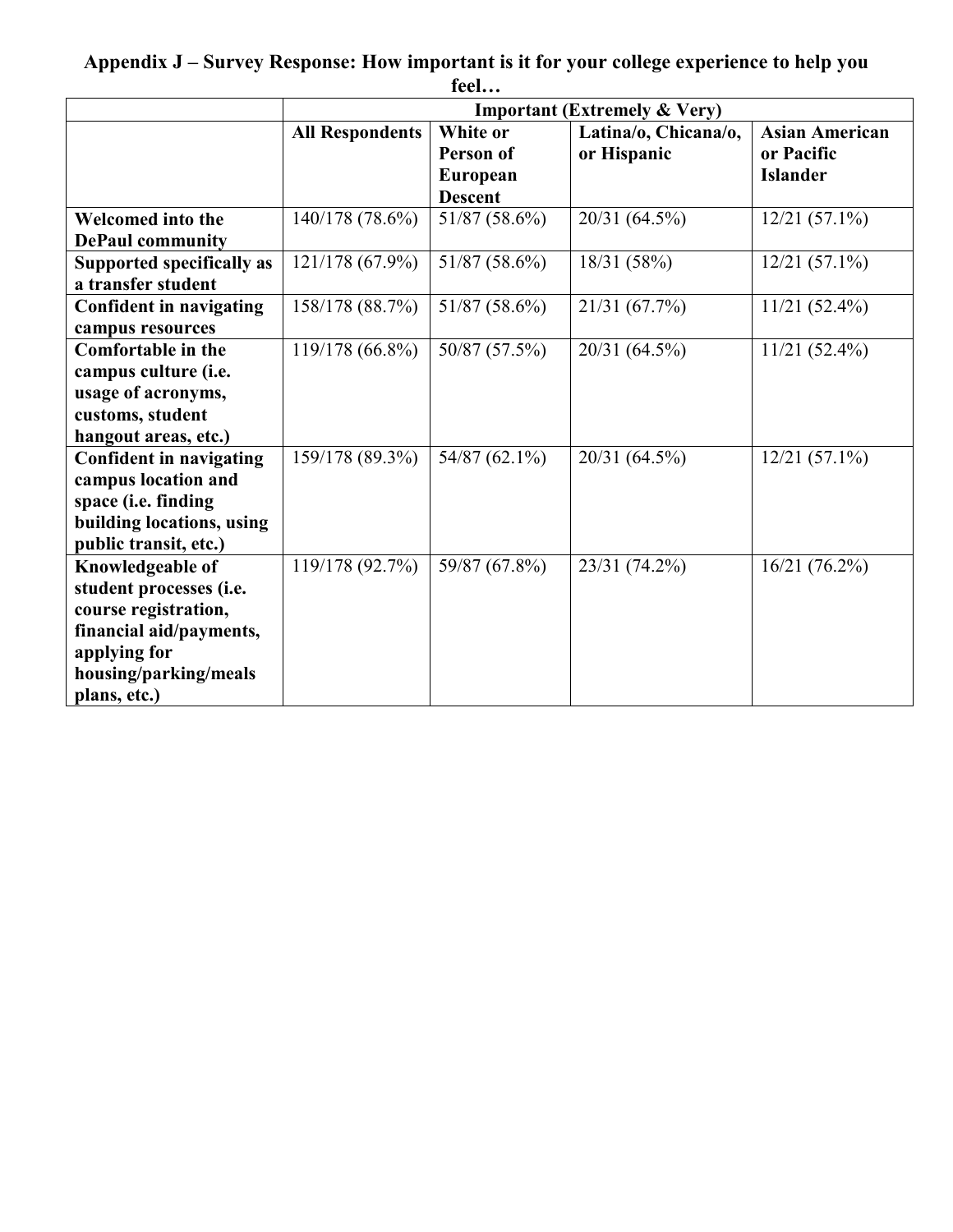**Appendix J – Survey Response: How important is it for your college experience to help you feel…**

| | Important (Extremely & Very) | | | |
|---|---|---|---|---|
| | **All Respondents** | **White or Person of European Descent** | **Latina/o, Chicana/o, or Hispanic** | **Asian American or Pacific Islander** |
| **Welcomed into the DePaul community** | 140/178 (78.6%) | 51/87 (58.6%) | 20/31 (64.5%) | 12/21 (57.1%) |
| **Supported specifically as a transfer student** | 121/178 (67.9%) | 51/87 (58.6%) | 18/31 (58%) | 12/21 (57.1%) |
| **Confident in navigating campus resources** | 158/178 (88.7%) | 51/87 (58.6%) | 21/31 (67.7%) | 11/21 (52.4%) |
| **Comfortable in the campus culture (i.e. usage of acronyms, customs, student hangout areas, etc.)** | 119/178 (66.8%) | 50/87 (57.5%) | 20/31 (64.5%) | 11/21 (52.4%) |
| **Confident in navigating campus location and space (i.e. finding building locations, using public transit, etc.)** | 159/178 (89.3%) | 54/87 (62.1%) | 20/31 (64.5%) | 12/21 (57.1%) |
| **Knowledgeable of student processes (i.e. course registration, financial aid/payments, applying for housing/parking/meals plans, etc.)** | 119/178 (92.7%) | 59/87 (67.8%) | 23/31 (74.2%) | 16/21 (76.2%) |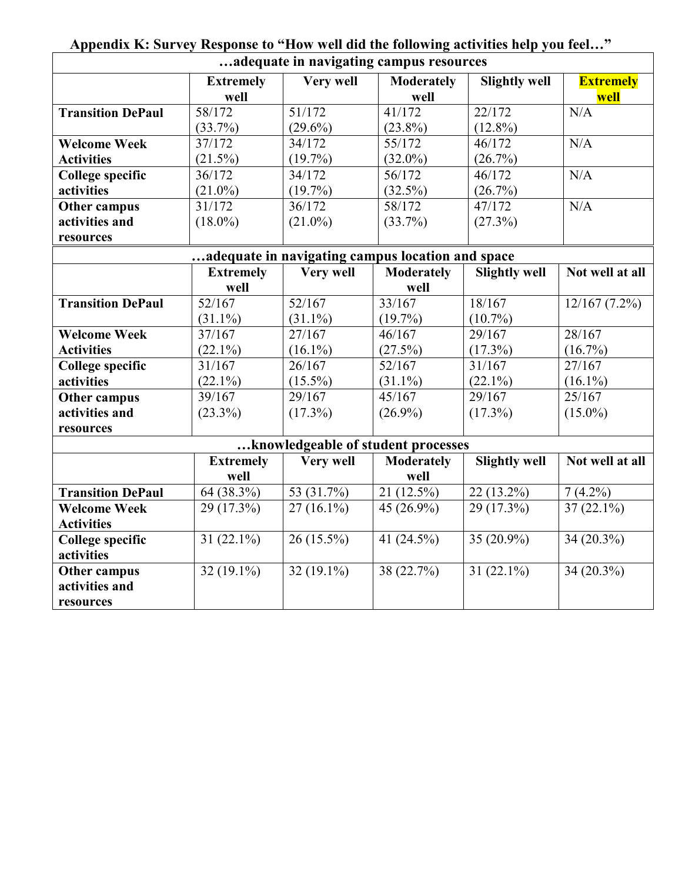## Appendix K: Survey Response to "How well did the following activities help you feel…"

| …adequate in navigating campus resources | | | | | |
|---|---|---|---|---|---|
| | **Extremely well** | **Very well** | **Moderately well** | **Slightly well** | **Extremely well** |
| **Transition DePaul** | 58/172 (33.7%) | 51/172 (29.6%) | 41/172 (23.8%) | 22/172 (12.8%) | N/A |
| **Welcome Week Activities** | 37/172 (21.5%) | 34/172 (19.7%) | 55/172 (32.0%) | 46/172 (26.7%) | N/A |
| **College specific activities** | 36/172 (21.0%) | 34/172 (19.7%) | 56/172 (32.5%) | 46/172 (26.7%) | N/A |
| **Other campus activities and resources** | 31/172 (18.0%) | 36/172 (21.0%) | 58/172 (33.7%) | 47/172 (27.3%) | N/A |

| …adequate in navigating campus location and space | | | | | |
|---|---|---|---|---|---|
| | **Extremely well** | **Very well** | **Moderately well** | **Slightly well** | **Not well at all** |
| **Transition DePaul** | 52/167 (31.1%) | 52/167 (31.1%) | 33/167 (19.7%) | 18/167 (10.7%) | 12/167 (7.2%) |
| **Welcome Week Activities** | 37/167 (22.1%) | 27/167 (16.1%) | 46/167 (27.5%) | 29/167 (17.3%) | 28/167 (16.7%) |
| **College specific activities** | 31/167 (22.1%) | 26/167 (15.5%) | 52/167 (31.1%) | 31/167 (22.1%) | 27/167 (16.1%) |
| **Other campus activities and resources** | 39/167 (23.3%) | 29/167 (17.3%) | 45/167 (26.9%) | 29/167 (17.3%) | 25/167 (15.0%) |

| …knowledgeable of student processes | | | | | |
|---|---|---|---|---|---|
| | **Extremely well** | **Very well** | **Moderately well** | **Slightly well** | **Not well at all** |
| **Transition DePaul** | 64 (38.3%) | 53 (31.7%) | 21 (12.5%) | 22 (13.2%) | 7 (4.2%) |
| **Welcome Week Activities** | 29 (17.3%) | 27 (16.1%) | 45 (26.9%) | 29 (17.3%) | 37 (22.1%) |
| **College specific activities** | 31 (22.1%) | 26 (15.5%) | 41 (24.5%) | 35 (20.9%) | 34 (20.3%) |
| **Other campus activities and resources** | 32 (19.1%) | 32 (19.1%) | 38 (22.7%) | 31 (22.1%) | 34 (20.3%) |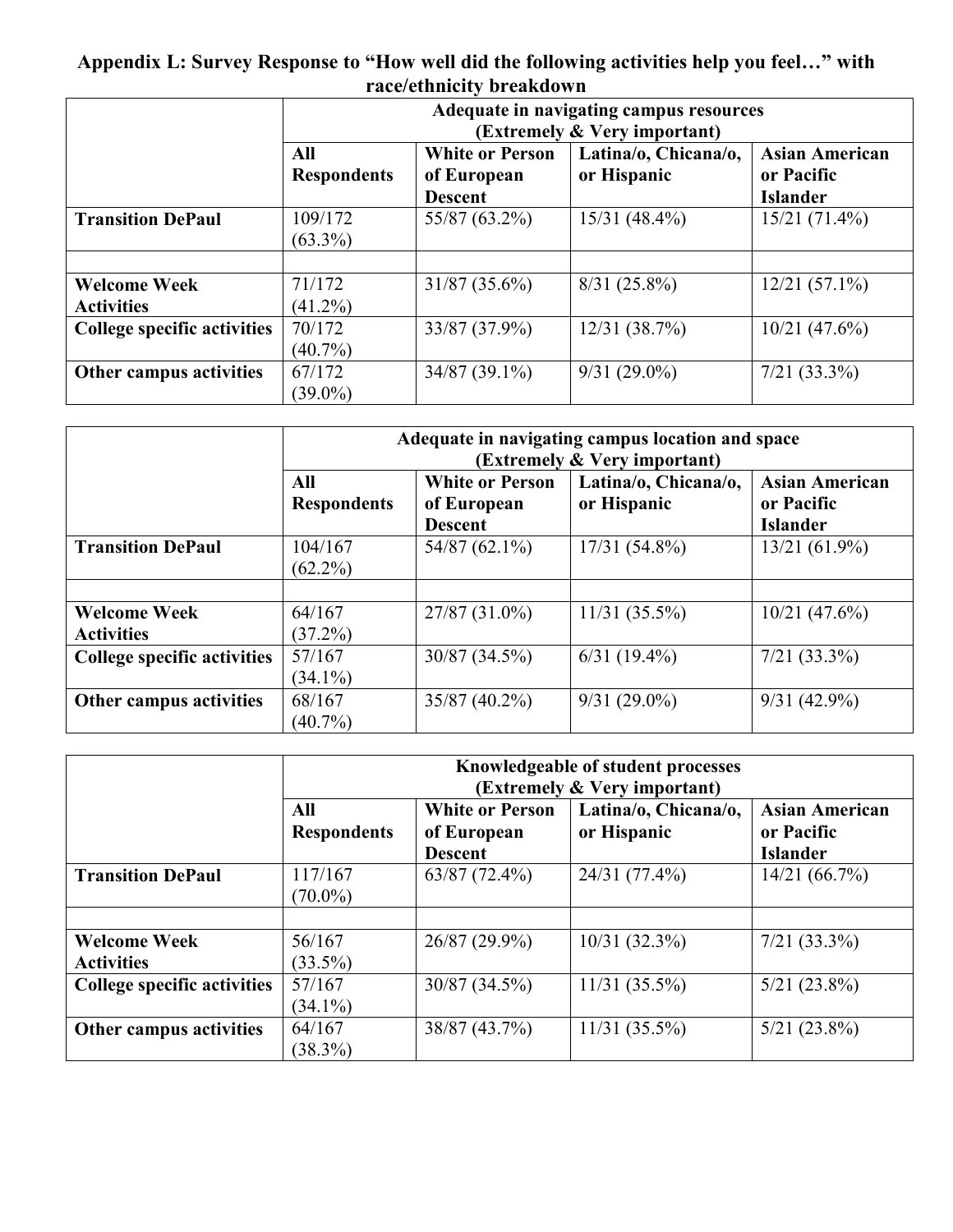**Appendix L: Survey Response to "How well did the following activities help you feel…" with race/ethnicity breakdown**

| | Adequate in navigating campus resources (Extremely & Very important) | | | |
|---|---|---|---|---|
| | All Respondents | White or Person of European Descent | Latina/o, Chicana/o, or Hispanic | Asian American or Pacific Islander |
| **Transition DePaul** | 109/172 (63.3%) | 55/87 (63.2%) | 15/31 (48.4%) | 15/21 (71.4%) |
| | | | | |
| **Welcome Week Activities** | 71/172 (41.2%) | 31/87 (35.6%) | 8/31 (25.8%) | 12/21 (57.1%) |
| **College specific activities** | 70/172 (40.7%) | 33/87 (37.9%) | 12/31 (38.7%) | 10/21 (47.6%) |
| **Other campus activities** | 67/172 (39.0%) | 34/87 (39.1%) | 9/31 (29.0%) | 7/21 (33.3%) |

| | Adequate in navigating campus location and space (Extremely & Very important) | | | |
|---|---|---|---|---|
| | All Respondents | White or Person of European Descent | Latina/o, Chicana/o, or Hispanic | Asian American or Pacific Islander |
| **Transition DePaul** | 104/167 (62.2%) | 54/87 (62.1%) | 17/31 (54.8%) | 13/21 (61.9%) |
| | | | | |
| **Welcome Week Activities** | 64/167 (37.2%) | 27/87 (31.0%) | 11/31 (35.5%) | 10/21 (47.6%) |
| **College specific activities** | 57/167 (34.1%) | 30/87 (34.5%) | 6/31 (19.4%) | 7/21 (33.3%) |
| **Other campus activities** | 68/167 (40.7%) | 35/87 (40.2%) | 9/31 (29.0%) | 9/31 (42.9%) |

| | Knowledgeable of student processes (Extremely & Very important) | | | |
|---|---|---|---|---|
| | All Respondents | White or Person of European Descent | Latina/o, Chicana/o, or Hispanic | Asian American or Pacific Islander |
| **Transition DePaul** | 117/167 (70.0%) | 63/87 (72.4%) | 24/31 (77.4%) | 14/21 (66.7%) |
| | | | | |
| **Welcome Week Activities** | 56/167 (33.5%) | 26/87 (29.9%) | 10/31 (32.3%) | 7/21 (33.3%) |
| **College specific activities** | 57/167 (34.1%) | 30/87 (34.5%) | 11/31 (35.5%) | 5/21 (23.8%) |
| **Other campus activities** | 64/167 (38.3%) | 38/87 (43.7%) | 11/31 (35.5%) | 5/21 (23.8%) |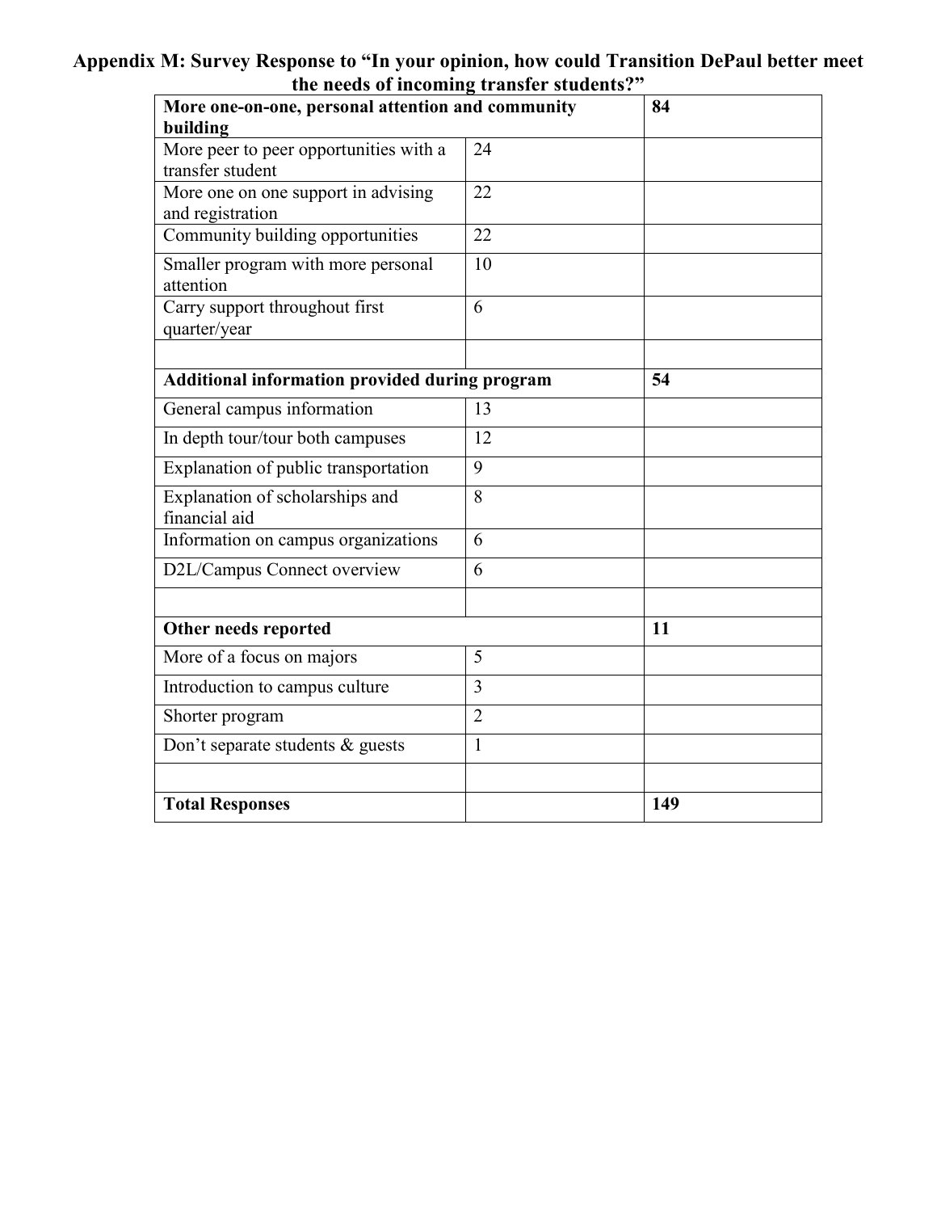## Appendix M: Survey Response to "In your opinion, how could Transition DePaul better meet the needs of incoming transfer students?"

| **More one-on-one, personal attention and community building** | | **84** |
|---|---|---|
| More peer to peer opportunities with a transfer student | 24 | |
| More one on one support in advising and registration | 22 | |
| Community building opportunities | 22 | |
| Smaller program with more personal attention | 10 | |
| Carry support throughout first quarter/year | 6 | |
| | | |
| **Additional information provided during program** | | **54** |
| General campus information | 13 | |
| In depth tour/tour both campuses | 12 | |
| Explanation of public transportation | 9 | |
| Explanation of scholarships and financial aid | 8 | |
| Information on campus organizations | 6 | |
| D2L/Campus Connect overview | 6 | |
| | | |
| **Other needs reported** | | **11** |
| More of a focus on majors | 5 | |
| Introduction to campus culture | 3 | |
| Shorter program | 2 | |
| Don't separate students & guests | 1 | |
| | | |
| **Total Responses** | | **149** |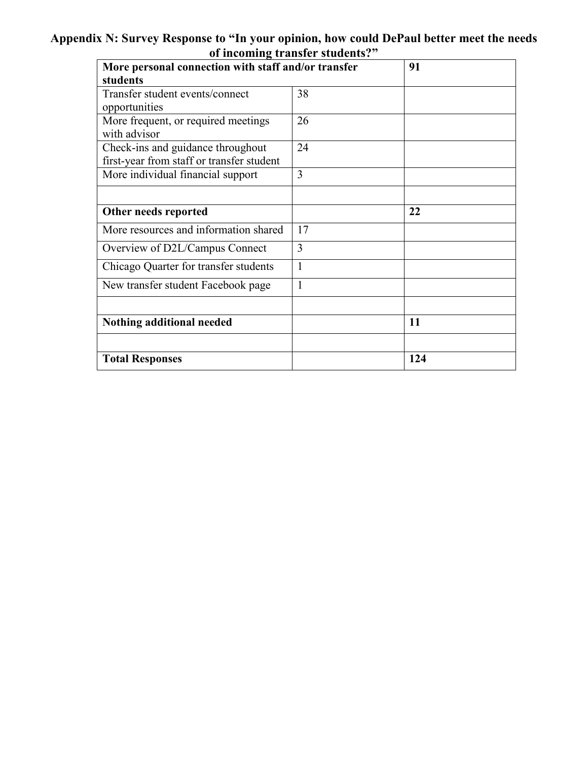## Appendix N: Survey Response to "In your opinion, how could DePaul better meet the needs of incoming transfer students?"

| **More personal connection with staff and/or transfer students** | | **91** |
|---|---|---|
| Transfer student events/connect opportunities | 38 | |
| More frequent, or required meetings with advisor | 26 | |
| Check-ins and guidance throughout first-year from staff or transfer student | 24 | |
| More individual financial support | 3 | |
| | | |
| **Other needs reported** | | **22** |
| More resources and information shared | 17 | |
| Overview of D2L/Campus Connect | 3 | |
| Chicago Quarter for transfer students | 1 | |
| New transfer student Facebook page | 1 | |
| | | |
| **Nothing additional needed** | | **11** |
| | | |
| **Total Responses** | | **124** |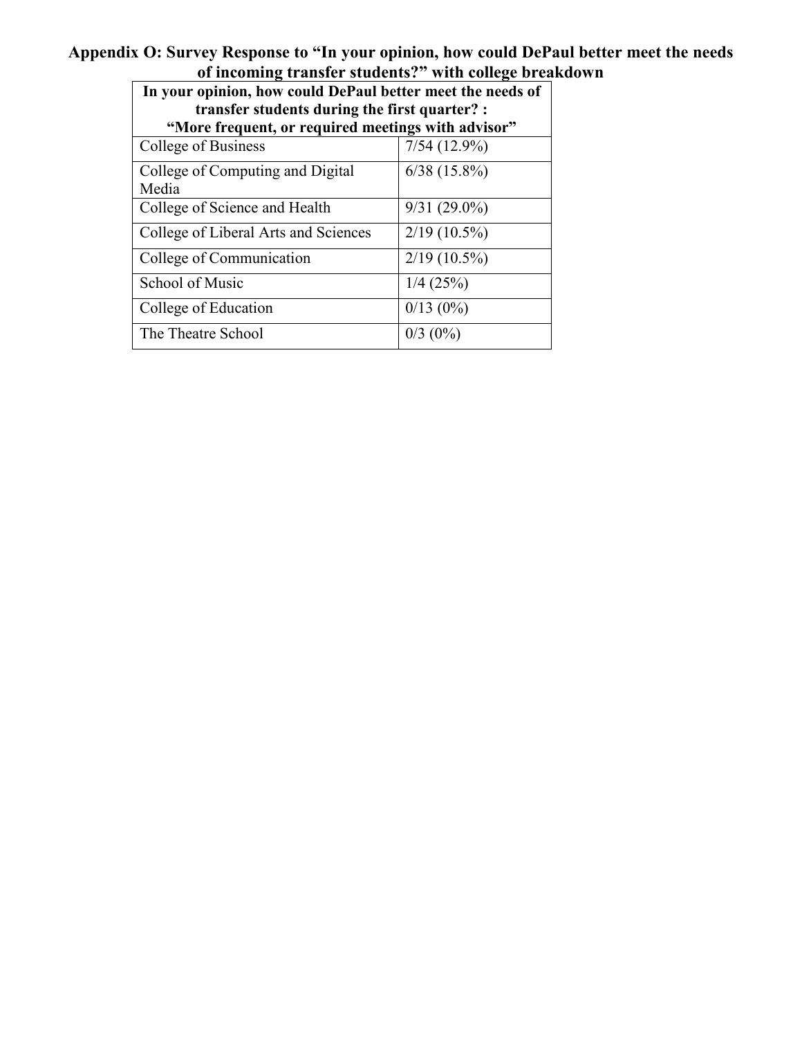## Appendix O: Survey Response to “In your opinion, how could DePaul better meet the needs of incoming transfer students?” with college breakdown

| In your opinion, how could DePaul better meet the needs of transfer students during the first quarter? : “More frequent, or required meetings with advisor” | |
|---|---|
| College of Business | 7/54 (12.9%) |
| College of Computing and Digital Media | 6/38 (15.8%) |
| College of Science and Health | 9/31 (29.0%) |
| College of Liberal Arts and Sciences | 2/19 (10.5%) |
| College of Communication | 2/19 (10.5%) |
| School of Music | 1/4 (25%) |
| College of Education | 0/13 (0%) |
| The Theatre School | 0/3 (0%) |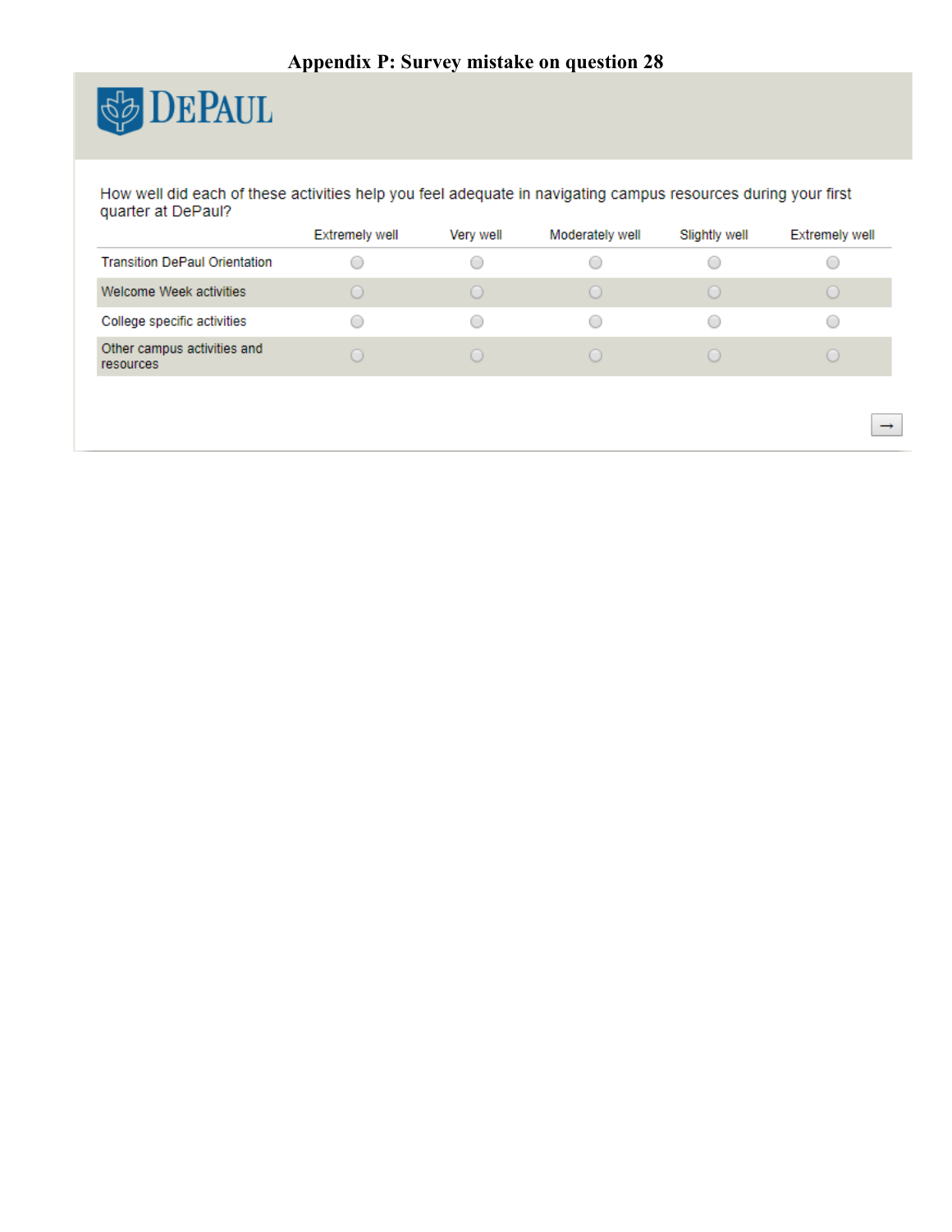# Appendix P: Survey mistake on question 28

DEPAUL

How well did each of these activities help you feel adequate in navigating campus resources during your first quarter at DePaul?

| | Extremely well | Very well | Moderately well | Slightly well | Extremely well |
|---|---|---|---|---|---|
| Transition DePaul Orientation | ○ | ○ | ○ | ○ | ○ |
| Welcome Week activities | ○ | ○ | ○ | ○ | ○ |
| College specific activities | ○ | ○ | ○ | ○ | ○ |
| Other campus activities and resources | ○ | ○ | ○ | ○ | ○ |

→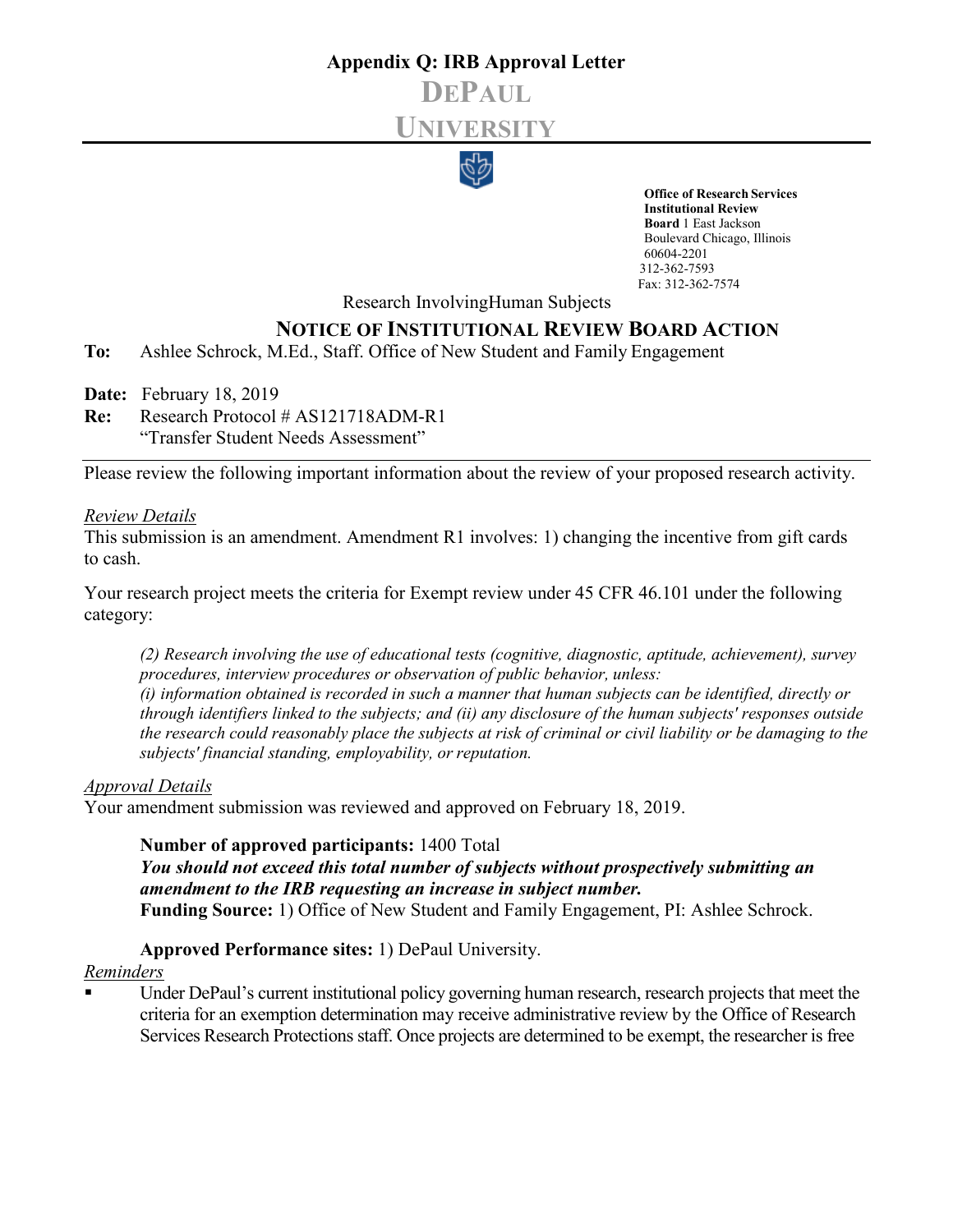## Appendix Q: IRB Approval Letter

# DEPAUL UNIVERSITY

**Office of Research Services**
**Institutional Review Board** 1 East Jackson Boulevard Chicago, Illinois 60604-2201
312-362-7593
Fax: 312-362-7574

Research InvolvingHuman Subjects

### NOTICE OF INSTITUTIONAL REVIEW BOARD ACTION

**To:** Ashlee Schrock, M.Ed., Staff. Office of New Student and Family Engagement

**Date:** February 18, 2019

**Re:** Research Protocol # AS121718ADM-R1
"Transfer Student Needs Assessment"

---

Please review the following important information about the review of your proposed research activity.

*Review Details*

This submission is an amendment. Amendment R1 involves: 1) changing the incentive from gift cards to cash.

Your research project meets the criteria for Exempt review under 45 CFR 46.101 under the following category:

> *(2) Research involving the use of educational tests (cognitive, diagnostic, aptitude, achievement), survey procedures, interview procedures or observation of public behavior, unless:*
> *(i) information obtained is recorded in such a manner that human subjects can be identified, directly or through identifiers linked to the subjects; and (ii) any disclosure of the human subjects' responses outside the research could reasonably place the subjects at risk of criminal or civil liability or be damaging to the subjects' financial standing, employability, or reputation.*

*Approval Details*

Your amendment submission was reviewed and approved on February 18, 2019.

> **Number of approved participants:** 1400 Total
> ***You should not exceed this total number of subjects without prospectively submitting an amendment to the IRB requesting an increase in subject number.***
> **Funding Source:** 1) Office of New Student and Family Engagement, PI: Ashlee Schrock.
>
> **Approved Performance sites:** 1) DePaul University.

*Reminders*

- Under DePaul's current institutional policy governing human research, research projects that meet the criteria for an exemption determination may receive administrative review by the Office of Research Services Research Protections staff. Once projects are determined to be exempt, the researcher is free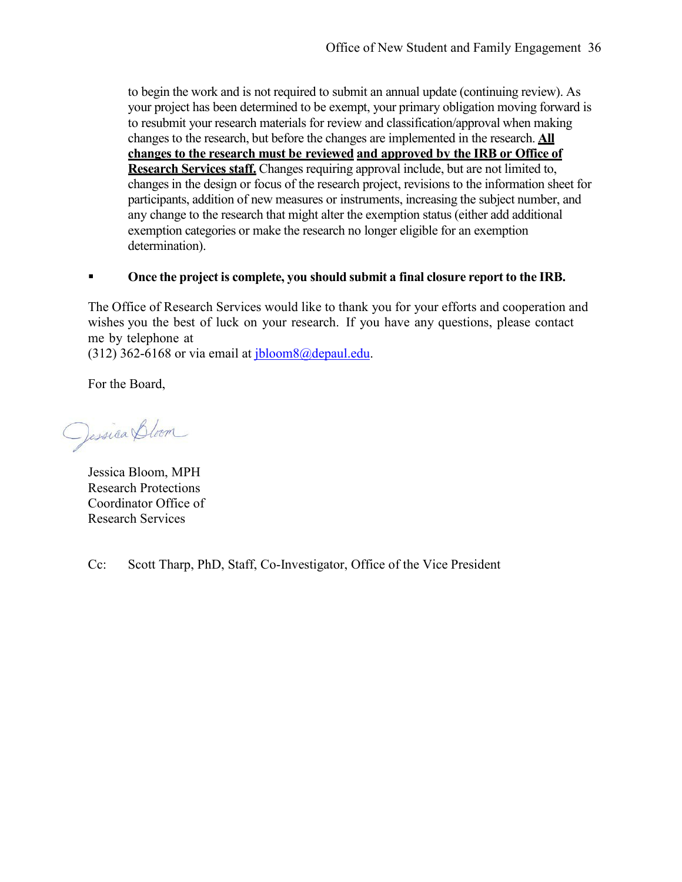to begin the work and is not required to submit an annual update (continuing review). As your project has been determined to be exempt, your primary obligation moving forward is to resubmit your research materials for review and classification/approval when making changes to the research, but before the changes are implemented in the research. **All changes to the research must be reviewed and approved by the IRB or Office of Research Services staff.** Changes requiring approval include, but are not limited to, changes in the design or focus of the research project, revisions to the information sheet for participants, addition of new measures or instruments, increasing the subject number, and any change to the research that might alter the exemption status (either add additional exemption categories or make the research no longer eligible for an exemption determination).

- **Once the project is complete, you should submit a final closure report to the IRB.**

The Office of Research Services would like to thank you for your efforts and cooperation and wishes you the best of luck on your research. If you have any questions, please contact me by telephone at
(312) 362-6168 or via email at jbloom8@depaul.edu.

For the Board,

Jessica Bloom

Jessica Bloom, MPH
Research Protections
Coordinator Office of
Research Services

Cc: Scott Tharp, PhD, Staff, Co-Investigator, Office of the Vice President